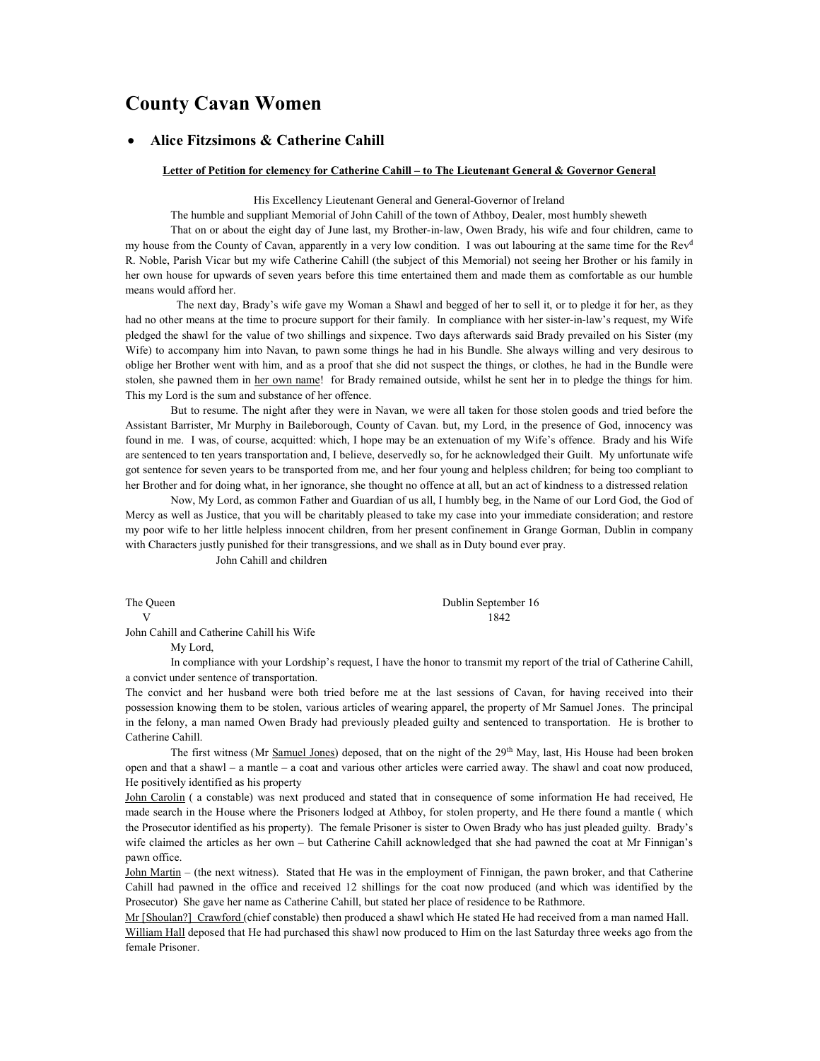# County Cavan Women

- **Alice Fitzsimons & Catherine Cahill**

**<u>Letter of Petition for clemency for Catherine Cahill – to The Lieutenant General & Governor General</u>**

His Excellency Lieutenant General and General-Governor of Ireland

The humble and suppliant Memorial of John Cahill of the town of Athboy, Dealer, most humbly sheweth

That on or about the eight day of June last, my Brother-in-law, Owen Brady, his wife and four children, came to my house from the County of Cavan, apparently in a very low condition. I was out labouring at the same time for the Rev[d] R. Noble, Parish Vicar but my wife Catherine Cahill (the subject of this Memorial) not seeing her Brother or his family in her own house for upwards of seven years before this time entertained them and made them as comfortable as our humble means would afford her.

The next day, Brady's wife gave my Woman a Shawl and begged of her to sell it, or to pledge it for her, as they had no other means at the time to procure support for their family. In compliance with her sister-in-law's request, my Wife pledged the shawl for the value of two shillings and sixpence. Two days afterwards said Brady prevailed on his Sister (my Wife) to accompany him into Navan, to pawn some things he had in his Bundle. She always willing and very desirous to oblige her Brother went with him, and as a proof that she did not suspect the things, or clothes, he had in the Bundle were stolen, she pawned them in <u>her own name</u>! for Brady remained outside, whilst he sent her in to pledge the things for him. This my Lord is the sum and substance of her offence.

But to resume. The night after they were in Navan, we were all taken for those stolen goods and tried before the Assistant Barrister, Mr Murphy in Baileborough, County of Cavan. but, my Lord, in the presence of God, innocency was found in me. I was, of course, acquitted: which, I hope may be an extenuation of my Wife's offence. Brady and his Wife are sentenced to ten years transportation and, I believe, deservedly so, for he acknowledged their Guilt. My unfortunate wife got sentence for seven years to be transported from me, and her four young and helpless children; for being too compliant to her Brother and for doing what, in her ignorance, she thought no offence at all, but an act of kindness to a distressed relation

Now, My Lord, as common Father and Guardian of us all, I humbly beg, in the Name of our Lord God, the God of Mercy as well as Justice, that you will be charitably pleased to take my case into your immediate consideration; and restore my poor wife to her little helpless innocent children, from her present confinement in Grange Gorman, Dublin in company with Characters justly punished for their transgressions, and we shall as in Duty bound ever pray.

John Cahill and children

The Queen
V
John Cahill and Catherine Cahill his Wife

Dublin September 16
1842

My Lord,

In compliance with your Lordship's request, I have the honor to transmit my report of the trial of Catherine Cahill, a convict under sentence of transportation.

The convict and her husband were both tried before me at the last sessions of Cavan, for having received into their possession knowing them to be stolen, various articles of wearing apparel, the property of Mr Samuel Jones. The principal in the felony, a man named Owen Brady had previously pleaded guilty and sentenced to transportation. He is brother to Catherine Cahill.

The first witness (Mr <u>Samuel Jones</u>) deposed, that on the night of the 29[th] May, last, His House had been broken open and that a shawl – a mantle – a coat and various other articles were carried away. The shawl and coat now produced, He positively identified as his property

<u>John Carolin</u> ( a constable) was next produced and stated that in consequence of some information He had received, He made search in the House where the Prisoners lodged at Athboy, for stolen property, and He there found a mantle ( which the Prosecutor identified as his property). The female Prisoner is sister to Owen Brady who has just pleaded guilty. Brady's wife claimed the articles as her own – but Catherine Cahill acknowledged that she had pawned the coat at Mr Finnigan's pawn office.

<u>John Martin</u> – (the next witness). Stated that He was in the employment of Finnigan, the pawn broker, and that Catherine Cahill had pawned in the office and received 12 shillings for the coat now produced (and which was identified by the Prosecutor) She gave her name as Catherine Cahill, but stated her place of residence to be Rathmore.

<u>Mr [Shoulan?] Crawford</u> (chief constable) then produced a shawl which He stated He had received from a man named Hall.

<u>William Hall</u> deposed that He had purchased this shawl now produced to Him on the last Saturday three weeks ago from the female Prisoner.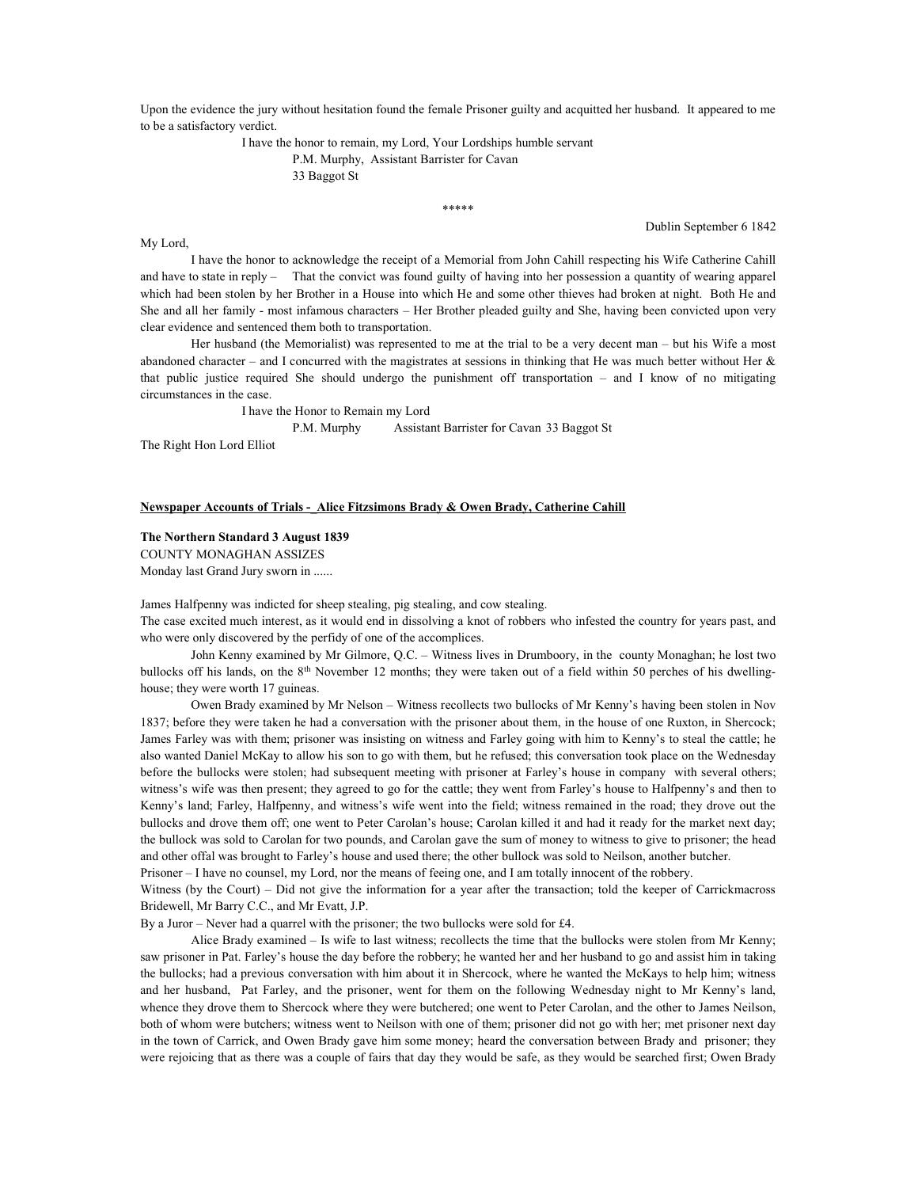Upon the evidence the jury without hesitation found the female Prisoner guilty and acquitted her husband. It appeared to me to be a satisfactory verdict.

I have the honor to remain, my Lord, Your Lordships humble servant
P.M. Murphy, Assistant Barrister for Cavan
33 Baggot St

*****

Dublin September 6 1842

My Lord,

I have the honor to acknowledge the receipt of a Memorial from John Cahill respecting his Wife Catherine Cahill and have to state in reply – That the convict was found guilty of having into her possession a quantity of wearing apparel which had been stolen by her Brother in a House into which He and some other thieves had broken at night. Both He and She and all her family - most infamous characters – Her Brother pleaded guilty and She, having been convicted upon very clear evidence and sentenced them both to transportation.

Her husband (the Memorialist) was represented to me at the trial to be a very decent man – but his Wife a most abandoned character – and I concurred with the magistrates at sessions in thinking that He was much better without Her & that public justice required She should undergo the punishment off transportation – and I know of no mitigating circumstances in the case.

I have the Honor to Remain my Lord
P.M. Murphy Assistant Barrister for Cavan 33 Baggot St

The Right Hon Lord Elliot

**Newspaper Accounts of Trials - Alice Fitzsimons Brady & Owen Brady, Catherine Cahill**

**The Northern Standard 3 August 1839**
COUNTY MONAGHAN ASSIZES
Monday last Grand Jury sworn in ......

James Halfpenny was indicted for sheep stealing, pig stealing, and cow stealing.
The case excited much interest, as it would end in dissolving a knot of robbers who infested the country for years past, and who were only discovered by the perfidy of one of the accomplices.

John Kenny examined by Mr Gilmore, Q.C. – Witness lives in Drumboory, in the county Monaghan; he lost two bullocks off his lands, on the 8th November 12 months; they were taken out of a field within 50 perches of his dwelling-house; they were worth 17 guineas.

Owen Brady examined by Mr Nelson – Witness recollects two bullocks of Mr Kenny's having been stolen in Nov 1837; before they were taken he had a conversation with the prisoner about them, in the house of one Ruxton, in Shercock; James Farley was with them; prisoner was insisting on witness and Farley going with him to Kenny's to steal the cattle; he also wanted Daniel McKay to allow his son to go with them, but he refused; this conversation took place on the Wednesday before the bullocks were stolen; had subsequent meeting with prisoner at Farley's house in company with several others; witness's wife was then present; they agreed to go for the cattle; they went from Farley's house to Halfpenny's and then to Kenny's land; Farley, Halfpenny, and witness's wife went into the field; witness remained in the road; they drove out the bullocks and drove them off; one went to Peter Carolan's house; Carolan killed it and had it ready for the market next day; the bullock was sold to Carolan for two pounds, and Carolan gave the sum of money to witness to give to prisoner; the head and other offal was brought to Farley's house and used there; the other bullock was sold to Neilson, another butcher.
Prisoner – I have no counsel, my Lord, nor the means of feeing one, and I am totally innocent of the robbery.
Witness (by the Court) – Did not give the information for a year after the transaction; told the keeper of Carrickmacross Bridewell, Mr Barry C.C., and Mr Evatt, J.P.
By a Juror – Never had a quarrel with the prisoner; the two bullocks were sold for £4.

Alice Brady examined – Is wife to last witness; recollects the time that the bullocks were stolen from Mr Kenny; saw prisoner in Pat. Farley's house the day before the robbery; he wanted her and her husband to go and assist him in taking the bullocks; had a previous conversation with him about it in Shercock, where he wanted the McKays to help him; witness and her husband, Pat Farley, and the prisoner, went for them on the following Wednesday night to Mr Kenny's land, whence they drove them to Shercock where they were butchered; one went to Peter Carolan, and the other to James Neilson, both of whom were butchers; witness went to Neilson with one of them; prisoner did not go with her; met prisoner next day in the town of Carrick, and Owen Brady gave him some money; heard the conversation between Brady and prisoner; they were rejoicing that as there was a couple of fairs that day they would be safe, as they would be searched first; Owen Brady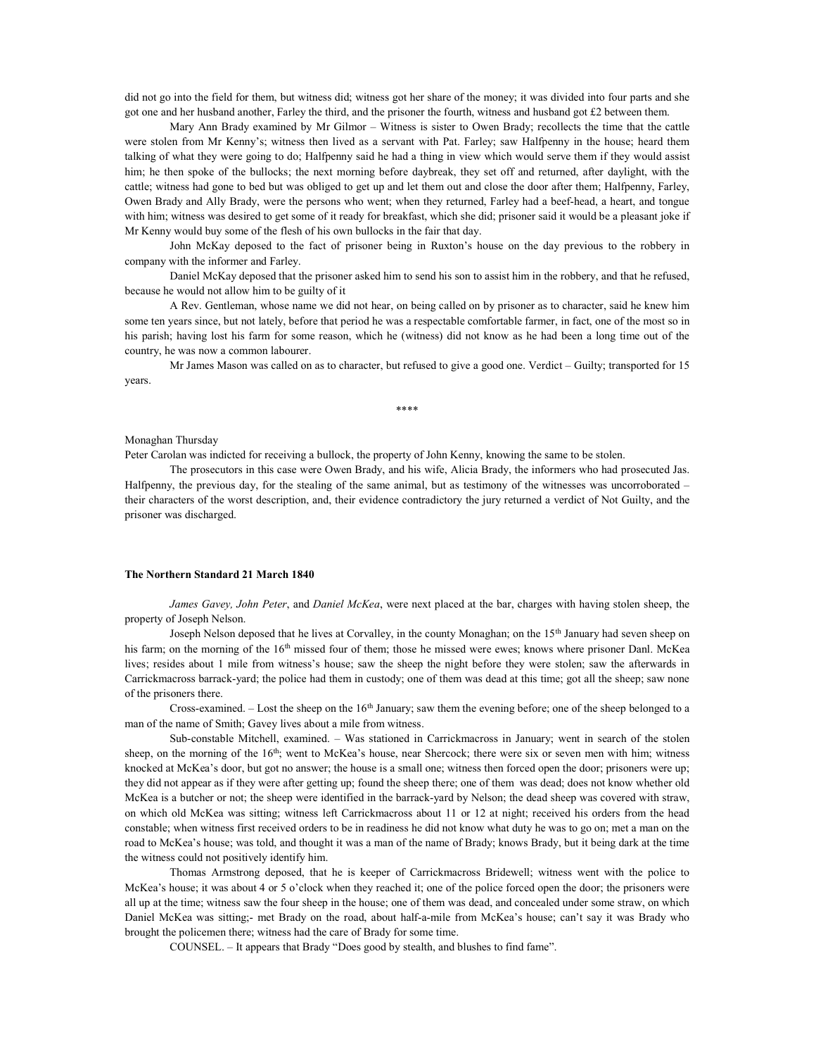did not go into the field for them, but witness did; witness got her share of the money; it was divided into four parts and she got one and her husband another, Farley the third, and the prisoner the fourth, witness and husband got £2 between them.

Mary Ann Brady examined by Mr Gilmor – Witness is sister to Owen Brady; recollects the time that the cattle were stolen from Mr Kenny's; witness then lived as a servant with Pat. Farley; saw Halfpenny in the house; heard them talking of what they were going to do; Halfpenny said he had a thing in view which would serve them if they would assist him; he then spoke of the bullocks; the next morning before daybreak, they set off and returned, after daylight, with the cattle; witness had gone to bed but was obliged to get up and let them out and close the door after them; Halfpenny, Farley, Owen Brady and Ally Brady, were the persons who went; when they returned, Farley had a beef-head, a heart, and tongue with him; witness was desired to get some of it ready for breakfast, which she did; prisoner said it would be a pleasant joke if Mr Kenny would buy some of the flesh of his own bullocks in the fair that day.

John McKay deposed to the fact of prisoner being in Ruxton's house on the day previous to the robbery in company with the informer and Farley.

Daniel McKay deposed that the prisoner asked him to send his son to assist him in the robbery, and that he refused, because he would not allow him to be guilty of it

A Rev. Gentleman, whose name we did not hear, on being called on by prisoner as to character, said he knew him some ten years since, but not lately, before that period he was a respectable comfortable farmer, in fact, one of the most so in his parish; having lost his farm for some reason, which he (witness) did not know as he had been a long time out of the country, he was now a common labourer.

Mr James Mason was called on as to character, but refused to give a good one. Verdict – Guilty; transported for 15 years.

****

Monaghan Thursday

Peter Carolan was indicted for receiving a bullock, the property of John Kenny, knowing the same to be stolen.

The prosecutors in this case were Owen Brady, and his wife, Alicia Brady, the informers who had prosecuted Jas. Halfpenny, the previous day, for the stealing of the same animal, but as testimony of the witnesses was uncorroborated – their characters of the worst description, and, their evidence contradictory the jury returned a verdict of Not Guilty, and the prisoner was discharged.

**The Northern Standard 21 March 1840**

*James Gavey, John Peter*, and *Daniel McKea*, were next placed at the bar, charges with having stolen sheep, the property of Joseph Nelson.

Joseph Nelson deposed that he lives at Corvalley, in the county Monaghan; on the 15th January had seven sheep on his farm; on the morning of the 16th missed four of them; those he missed were ewes; knows where prisoner Danl. McKea lives; resides about 1 mile from witness's house; saw the sheep the night before they were stolen; saw the afterwards in Carrickmacross barrack-yard; the police had them in custody; one of them was dead at this time; got all the sheep; saw none of the prisoners there.

Cross-examined. – Lost the sheep on the 16th January; saw them the evening before; one of the sheep belonged to a man of the name of Smith; Gavey lives about a mile from witness.

Sub-constable Mitchell, examined. – Was stationed in Carrickmacross in January; went in search of the stolen sheep, on the morning of the 16th; went to McKea's house, near Shercock; there were six or seven men with him; witness knocked at McKea's door, but got no answer; the house is a small one; witness then forced open the door; prisoners were up; they did not appear as if they were after getting up; found the sheep there; one of them was dead; does not know whether old McKea is a butcher or not; the sheep were identified in the barrack-yard by Nelson; the dead sheep was covered with straw, on which old McKea was sitting; witness left Carrickmacross about 11 or 12 at night; received his orders from the head constable; when witness first received orders to be in readiness he did not know what duty he was to go on; met a man on the road to McKea's house; was told, and thought it was a man of the name of Brady; knows Brady, but it being dark at the time the witness could not positively identify him.

Thomas Armstrong deposed, that he is keeper of Carrickmacross Bridewell; witness went with the police to McKea's house; it was about 4 or 5 o'clock when they reached it; one of the police forced open the door; the prisoners were all up at the time; witness saw the four sheep in the house; one of them was dead, and concealed under some straw, on which Daniel McKea was sitting;- met Brady on the road, about half-a-mile from McKea's house; can't say it was Brady who brought the policemen there; witness had the care of Brady for some time.

COUNSEL. – It appears that Brady "Does good by stealth, and blushes to find fame".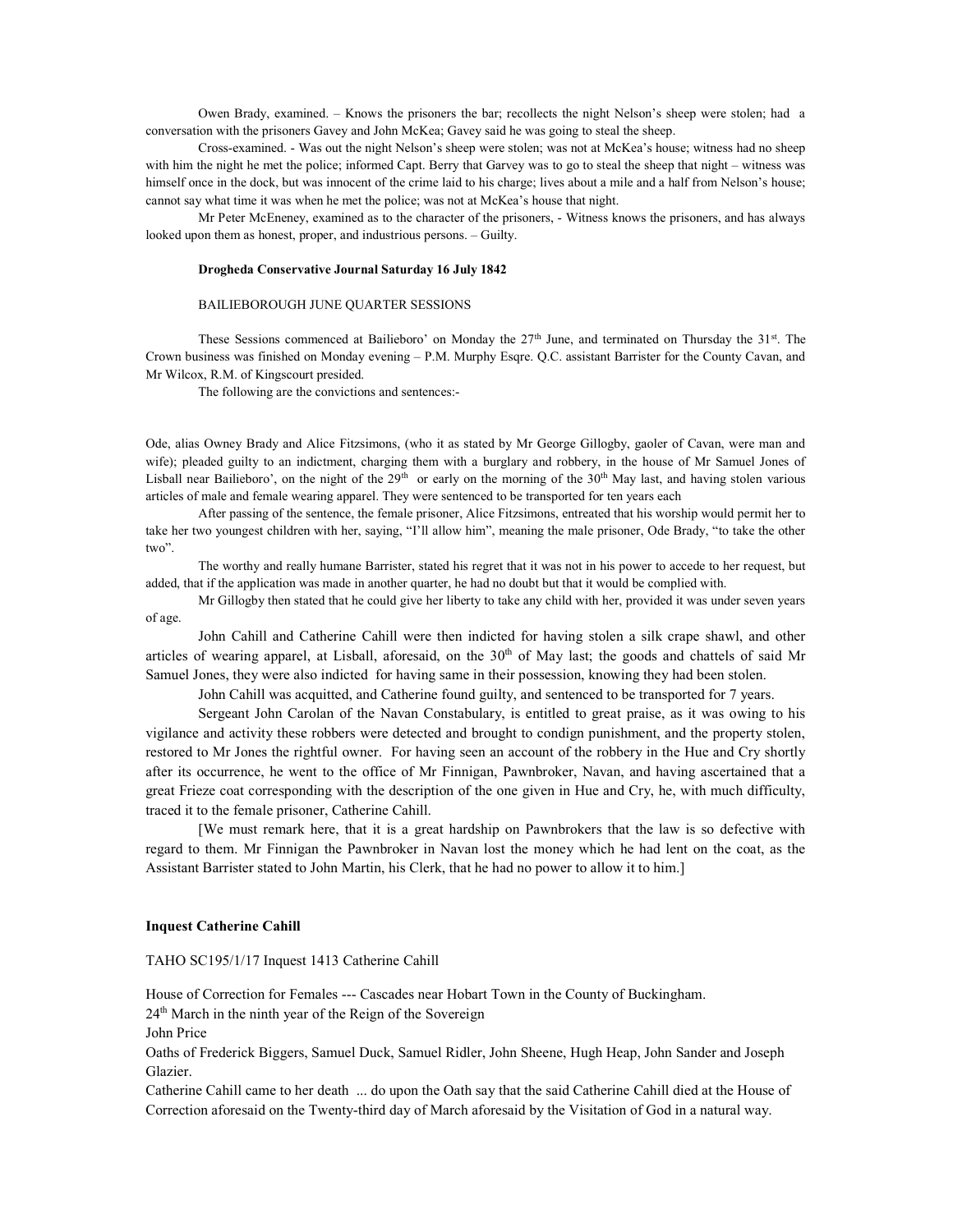Owen Brady, examined. – Knows the prisoners the bar; recollects the night Nelson's sheep were stolen; had a conversation with the prisoners Gavey and John McKea; Gavey said he was going to steal the sheep.

Cross-examined. - Was out the night Nelson's sheep were stolen; was not at McKea's house; witness had no sheep with him the night he met the police; informed Capt. Berry that Garvey was to go to steal the sheep that night – witness was himself once in the dock, but was innocent of the crime laid to his charge; lives about a mile and a half from Nelson's house; cannot say what time it was when he met the police; was not at McKea's house that night.

Mr Peter McEneney, examined as to the character of the prisoners, - Witness knows the prisoners, and has always looked upon them as honest, proper, and industrious persons. – Guilty.

**Drogheda Conservative Journal Saturday 16 July 1842**

BAILIEBOROUGH JUNE QUARTER SESSIONS

These Sessions commenced at Bailieboro' on Monday the 27th June, and terminated on Thursday the 31st. The Crown business was finished on Monday evening – P.M. Murphy Esqre. Q.C. assistant Barrister for the County Cavan, and Mr Wilcox, R.M. of Kingscourt presided.

The following are the convictions and sentences:-

Ode, alias Owney Brady and Alice Fitzsimons, (who it as stated by Mr George Gillogby, gaoler of Cavan, were man and wife); pleaded guilty to an indictment, charging them with a burglary and robbery, in the house of Mr Samuel Jones of Lisball near Bailieboro', on the night of the 29th or early on the morning of the 30th May last, and having stolen various articles of male and female wearing apparel. They were sentenced to be transported for ten years each

After passing of the sentence, the female prisoner, Alice Fitzsimons, entreated that his worship would permit her to take her two youngest children with her, saying, "I'll allow him", meaning the male prisoner, Ode Brady, "to take the other two".

The worthy and really humane Barrister, stated his regret that it was not in his power to accede to her request, but added, that if the application was made in another quarter, he had no doubt but that it would be complied with.

Mr Gillogby then stated that he could give her liberty to take any child with her, provided it was under seven years of age.

John Cahill and Catherine Cahill were then indicted for having stolen a silk crape shawl, and other articles of wearing apparel, at Lisball, aforesaid, on the 30th of May last; the goods and chattels of said Mr Samuel Jones, they were also indicted for having same in their possession, knowing they had been stolen.

John Cahill was acquitted, and Catherine found guilty, and sentenced to be transported for 7 years.

Sergeant John Carolan of the Navan Constabulary, is entitled to great praise, as it was owing to his vigilance and activity these robbers were detected and brought to condign punishment, and the property stolen, restored to Mr Jones the rightful owner. For having seen an account of the robbery in the Hue and Cry shortly after its occurrence, he went to the office of Mr Finnigan, Pawnbroker, Navan, and having ascertained that a great Frieze coat corresponding with the description of the one given in Hue and Cry, he, with much difficulty, traced it to the female prisoner, Catherine Cahill.

[We must remark here, that it is a great hardship on Pawnbrokers that the law is so defective with regard to them. Mr Finnigan the Pawnbroker in Navan lost the money which he had lent on the coat, as the Assistant Barrister stated to John Martin, his Clerk, that he had no power to allow it to him.]

**Inquest Catherine Cahill**

TAHO SC195/1/17 Inquest 1413 Catherine Cahill

House of Correction for Females --- Cascades near Hobart Town in the County of Buckingham.

24th March in the ninth year of the Reign of the Sovereign

John Price

Oaths of Frederick Biggers, Samuel Duck, Samuel Ridler, John Sheene, Hugh Heap, John Sander and Joseph Glazier.

Catherine Cahill came to her death ... do upon the Oath say that the said Catherine Cahill died at the House of Correction aforesaid on the Twenty-third day of March aforesaid by the Visitation of God in a natural way.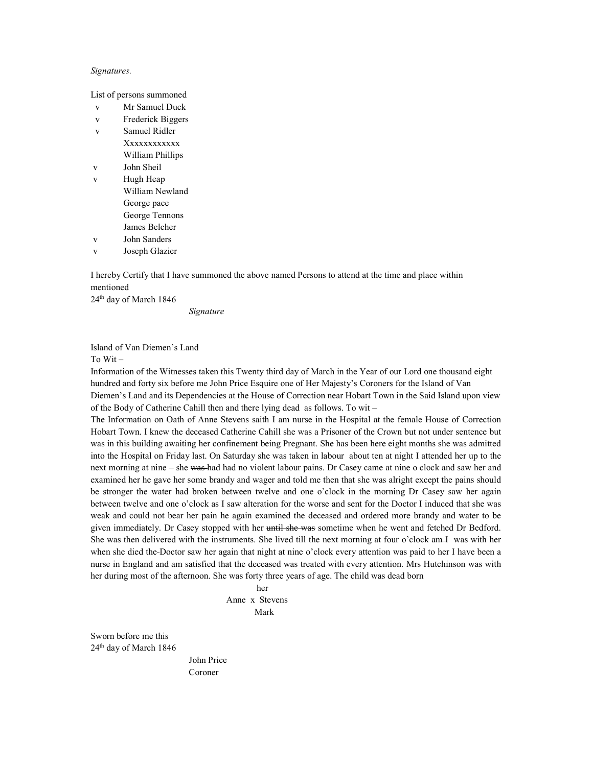*Signatures.*

List of persons summoned

| | |
|---|---|
| v | Mr Samuel Duck |
| v | Frederick Biggers |
| v | Samuel Ridler |
| | Xxxxxxxxxxxx |
| | William Phillips |
| v | John Sheil |
| v | Hugh Heap |
| | William Newland |
| | George pace |
| | George Tennons |
| | James Belcher |
| v | John Sanders |
| v | Joseph Glazier |

I hereby Certify that I have summoned the above named Persons to attend at the time and place within mentioned
24th day of March 1846

*Signature*

Island of Van Diemen's Land
To Wit –
Information of the Witnesses taken this Twenty third day of March in the Year of our Lord one thousand eight hundred and forty six before me John Price Esquire one of Her Majesty's Coroners for the Island of Van Diemen's Land and its Dependencies at the House of Correction near Hobart Town in the Said Island upon view of the Body of Catherine Cahill then and there lying dead as follows. To wit –

The Information on Oath of Anne Stevens saith I am nurse in the Hospital at the female House of Correction Hobart Town. I knew the deceased Catherine Cahill she was a Prisoner of the Crown but not under sentence but was in this building awaiting her confinement being Pregnant. She has been here eight months she was admitted into the Hospital on Friday last. On Saturday she was taken in labour about ten at night I attended her up to the next morning at nine – she ~~was~~ had had no violent labour pains. Dr Casey came at nine o clock and saw her and examined her he gave her some brandy and wager and told me then that she was alright except the pains should be stronger the water had broken between twelve and one o'clock in the morning Dr Casey saw her again between twelve and one o'clock as I saw alteration for the worse and sent for the Doctor I induced that she was weak and could not bear her pain he again examined the deceased and ordered more brandy and water to be given immediately. Dr Casey stopped with her ~~until she was~~ sometime when he went and fetched Dr Bedford. She was then delivered with the instruments. She lived till the next morning at four o'clock ~~am~~ I was with her when she died the Doctor saw her again that night at nine o'clock every attention was paid to her I have been a nurse in England and am satisfied that the deceased was treated with every attention. Mrs Hutchinson was with her during most of the afternoon. She was forty three years of age. The child was dead born

her
Anne x Stevens
Mark

Sworn before me this
24th day of March 1846

John Price
Coroner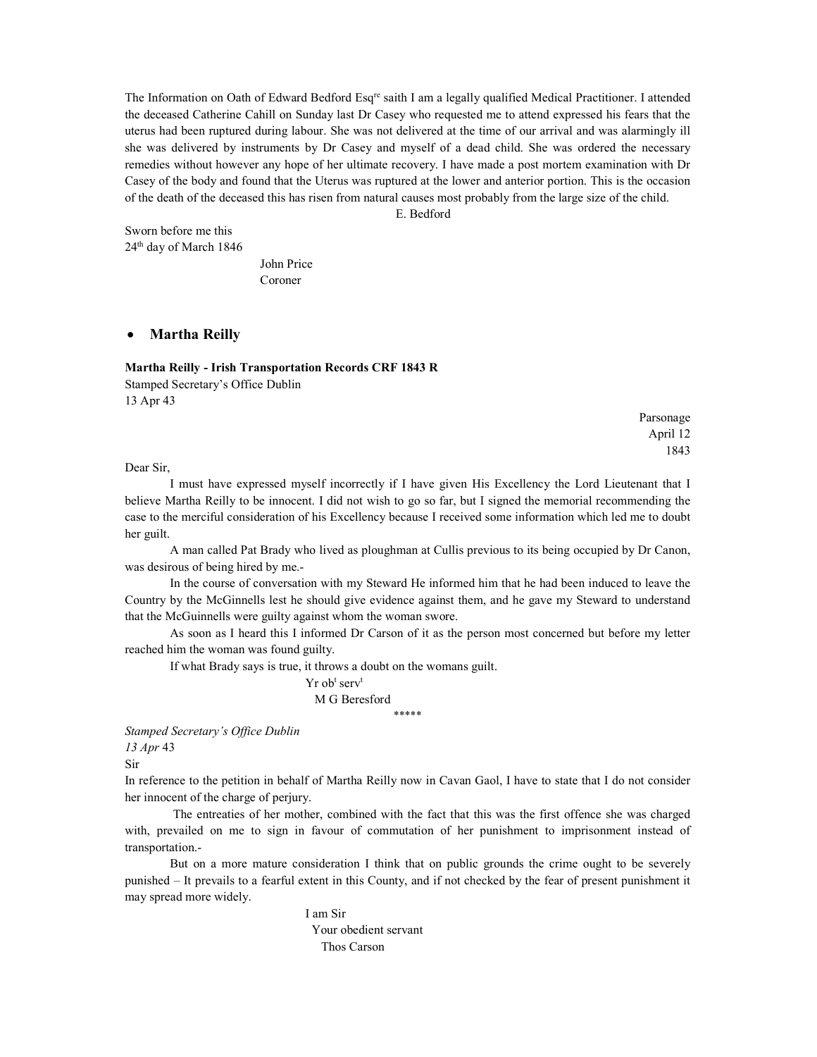The Information on Oath of Edward Bedford Esq[re] saith I am a legally qualified Medical Practitioner. I attended the deceased Catherine Cahill on Sunday last Dr Casey who requested me to attend expressed his fears that the uterus had been ruptured during labour. She was not delivered at the time of our arrival and was alarmingly ill she was delivered by instruments by Dr Casey and myself of a dead child. She was ordered the necessary remedies without however any hope of her ultimate recovery. I have made a post mortem examination with Dr Casey of the body and found that the Uterus was ruptured at the lower and anterior portion. This is the occasion of the death of the deceased this has risen from natural causes most probably from the large size of the child.

E. Bedford

Sworn before me this
24[th] day of March 1846

John Price
Coroner

- **Martha Reilly**

**Martha Reilly - Irish Transportation Records CRF 1843 R**

Stamped Secretary's Office Dublin
13 Apr 43

Parsonage
April 12
1843

Dear Sir,

I must have expressed myself incorrectly if I have given His Excellency the Lord Lieutenant that I believe Martha Reilly to be innocent. I did not wish to go so far, but I signed the memorial recommending the case to the merciful consideration of his Excellency because I received some information which led me to doubt her guilt.

A man called Pat Brady who lived as ploughman at Cullis previous to its being occupied by Dr Canon, was desirous of being hired by me.-

In the course of conversation with my Steward He informed him that he had been induced to leave the Country by the McGinnells lest he should give evidence against them, and he gave my Steward to understand that the McGuinnells were guilty against whom the woman swore.

As soon as I heard this I informed Dr Carson of it as the person most concerned but before my letter reached him the woman was found guilty.

If what Brady says is true, it throws a doubt on the womans guilt.

Yr ob[t] serv[t]
M G Beresford

*****

*Stamped Secretary's Office Dublin*
*13 Apr* 43

Sir

In reference to the petition in behalf of Martha Reilly now in Cavan Gaol, I have to state that I do not consider her innocent of the charge of perjury.

The entreaties of her mother, combined with the fact that this was the first offence she was charged with, prevailed on me to sign in favour of commutation of her punishment to imprisonment instead of transportation.-

But on a more mature consideration I think that on public grounds the crime ought to be severely punished – It prevails to a fearful extent in this County, and if not checked by the fear of present punishment it may spread more widely.

I am Sir
Your obedient servant
Thos Carson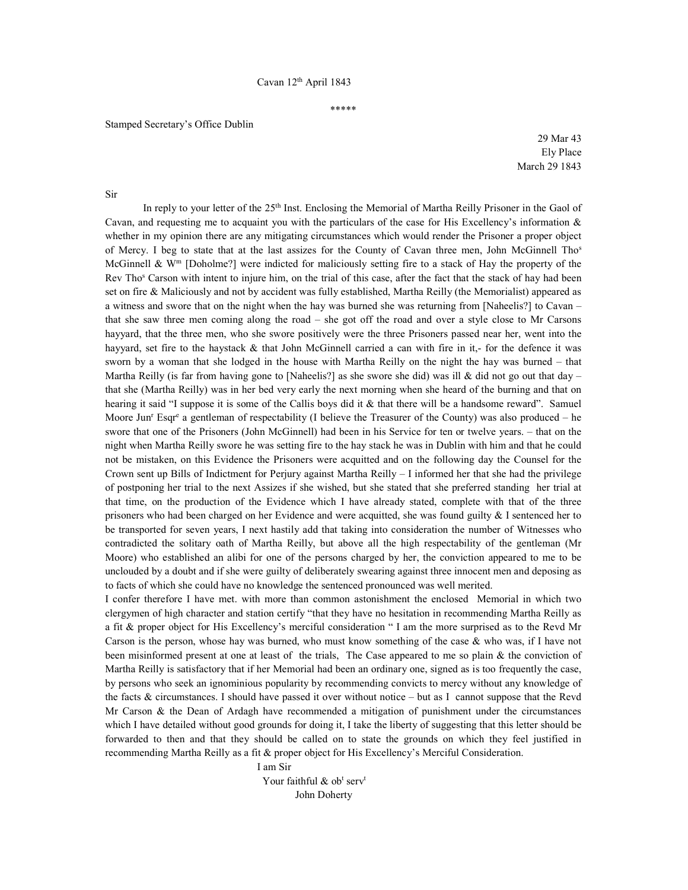Cavan 12th April 1843

\*\*\*\*\*

Stamped Secretary's Office Dublin

29 Mar 43
Ely Place
March 29 1843

Sir

In reply to your letter of the 25th Inst. Enclosing the Memorial of Martha Reilly Prisoner in the Gaol of Cavan, and requesting me to acquaint you with the particulars of the case for His Excellency's information & whether in my opinion there are any mitigating circumstances which would render the Prisoner a proper object of Mercy. I beg to state that at the last assizes for the County of Cavan three men, John McGinnell Thos McGinnell & Wm [Doholme?] were indicted for maliciously setting fire to a stack of Hay the property of the Rev Thos Carson with intent to injure him, on the trial of this case, after the fact that the stack of hay had been set on fire & Maliciously and not by accident was fully established, Martha Reilly (the Memorialist) appeared as a witness and swore that on the night when the hay was burned she was returning from [Naheelis?] to Cavan – that she saw three men coming along the road – she got off the road and over a style close to Mr Carsons hayyard, that the three men, who she swore positively were the three Prisoners passed near her, went into the hayyard, set fire to the haystack & that John McGinnell carried a can with fire in it,- for the defence it was sworn by a woman that she lodged in the house with Martha Reilly on the night the hay was burned – that Martha Reilly (is far from having gone to [Naheelis?] as she swore she did) was ill & did not go out that day – that she (Martha Reilly) was in her bed very early the next morning when she heard of the burning and that on hearing it said "I suppose it is some of the Callis boys did it & that there will be a handsome reward". Samuel Moore Junr Esqre a gentleman of respectability (I believe the Treasurer of the County) was also produced – he swore that one of the Prisoners (John McGinnell) had been in his Service for ten or twelve years. – that on the night when Martha Reilly swore he was setting fire to the hay stack he was in Dublin with him and that he could not be mistaken, on this Evidence the Prisoners were acquitted and on the following day the Counsel for the Crown sent up Bills of Indictment for Perjury against Martha Reilly – I informed her that she had the privilege of postponing her trial to the next Assizes if she wished, but she stated that she preferred standing her trial at that time, on the production of the Evidence which I have already stated, complete with that of the three prisoners who had been charged on her Evidence and were acquitted, she was found guilty & I sentenced her to be transported for seven years, I next hastily add that taking into consideration the number of Witnesses who contradicted the solitary oath of Martha Reilly, but above all the high respectability of the gentleman (Mr Moore) who established an alibi for one of the persons charged by her, the conviction appeared to me to be unclouded by a doubt and if she were guilty of deliberately swearing against three innocent men and deposing as to facts of which she could have no knowledge the sentenced pronounced was well merited.

I confer therefore I have met. with more than common astonishment the enclosed Memorial in which two clergymen of high character and station certify "that they have no hesitation in recommending Martha Reilly as a fit & proper object for His Excellency's merciful consideration " I am the more surprised as to the Revd Mr Carson is the person, whose hay was burned, who must know something of the case & who was, if I have not been misinformed present at one at least of the trials, The Case appeared to me so plain & the conviction of Martha Reilly is satisfactory that if her Memorial had been an ordinary one, signed as is too frequently the case, by persons who seek an ignominious popularity by recommending convicts to mercy without any knowledge of the facts & circumstances. I should have passed it over without notice – but as I cannot suppose that the Revd Mr Carson & the Dean of Ardagh have recommended a mitigation of punishment under the circumstances which I have detailed without good grounds for doing it, I take the liberty of suggesting that this letter should be forwarded to then and that they should be called on to state the grounds on which they feel justified in recommending Martha Reilly as a fit & proper object for His Excellency's Merciful Consideration.

I am Sir
Your faithful & obt servt
John Doherty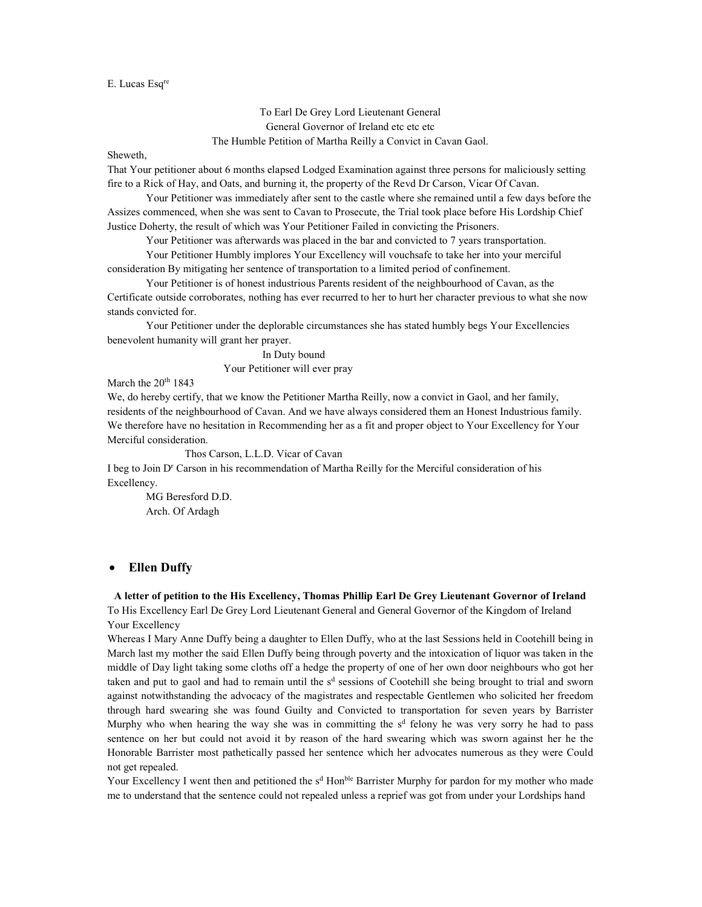E. Lucas Esq[re]

To Earl De Grey Lord Lieutenant General
General Governor of Ireland etc etc etc
The Humble Petition of Martha Reilly a Convict in Cavan Gaol.

Sheweth,

That Your petitioner about 6 months elapsed Lodged Examination against three persons for maliciously setting fire to a Rick of Hay, and Oats, and burning it, the property of the Revd Dr Carson, Vicar Of Cavan.

Your Petitioner was immediately after sent to the castle where she remained until a few days before the Assizes commenced, when she was sent to Cavan to Prosecute, the Trial took place before His Lordship Chief Justice Doherty, the result of which was Your Petitioner Failed in convicting the Prisoners.

Your Petitioner was afterwards was placed in the bar and convicted to 7 years transportation.

Your Petitioner Humbly implores Your Excellency will vouchsafe to take her into your merciful consideration By mitigating her sentence of transportation to a limited period of confinement.

Your Petitioner is of honest industrious Parents resident of the neighbourhood of Cavan, as the Certificate outside corroborates, nothing has ever recurred to her to hurt her character previous to what she now stands convicted for.

Your Petitioner under the deplorable circumstances she has stated humbly begs Your Excellencies benevolent humanity will grant her prayer.

In Duty bound
Your Petitioner will ever pray

March the 20[th] 1843

We, do hereby certify, that we know the Petitioner Martha Reilly, now a convict in Gaol, and her family, residents of the neighbourhood of Cavan. And we have always considered them an Honest Industrious family. We therefore have no hesitation in Recommending her as a fit and proper object to Your Excellency for Your Merciful consideration.

Thos Carson, L.L.D. Vicar of Cavan

I beg to Join D[r] Carson in his recommendation of Martha Reilly for the Merciful consideration of his Excellency.

MG Beresford D.D.
Arch. Of Ardagh

- **Ellen Duffy**

**A letter of petition to the His Excellency, Thomas Phillip Earl De Grey Lieutenant Governor of Ireland**

To His Excellency Earl De Grey Lord Lieutenant General and General Governor of the Kingdom of Ireland

Your Excellency

Whereas I Mary Anne Duffy being a daughter to Ellen Duffy, who at the last Sessions held in Cootehill being in March last my mother the said Ellen Duffy being through poverty and the intoxication of liquor was taken in the middle of Day light taking some cloths off a hedge the property of one of her own door neighbours who got her taken and put to gaol and had to remain until the s[d] sessions of Cootehill she being brought to trial and sworn against notwithstanding the advocacy of the magistrates and respectable Gentlemen who solicited her freedom through hard swearing she was found Guilty and Convicted to transportation for seven years by Barrister Murphy who when hearing the way she was in committing the s[d] felony he was very sorry he had to pass sentence on her but could not avoid it by reason of the hard swearing which was sworn against her he the Honorable Barrister most pathetically passed her sentence which her advocates numerous as they were Could not get repealed.

Your Excellency I went then and petitioned the s[d] Hon[ble] Barrister Murphy for pardon for my mother who made me to understand that the sentence could not repealed unless a reprief was got from under your Lordships hand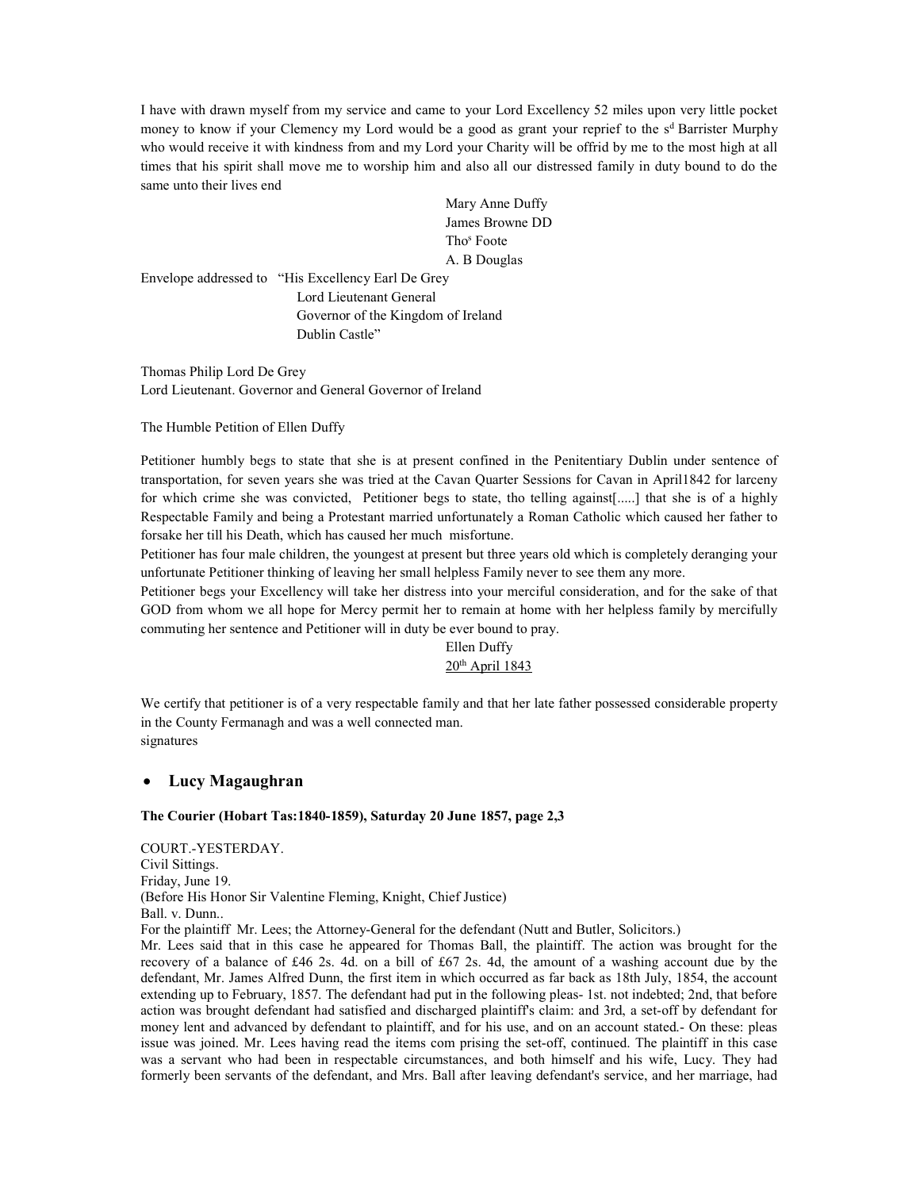I have with drawn myself from my service and came to your Lord Excellency 52 miles upon very little pocket money to know if your Clemency my Lord would be a good as grant your reprief to the s[d] Barrister Murphy who would receive it with kindness from and my Lord your Charity will be offrid by me to the most high at all times that his spirit shall move me to worship him and also all our distressed family in duty bound to do the same unto their lives end

Mary Anne Duffy
James Browne DD
Tho[s] Foote
A. B Douglas

Envelope addressed to "His Excellency Earl De Grey
Lord Lieutenant General
Governor of the Kingdom of Ireland
Dublin Castle"

Thomas Philip Lord De Grey
Lord Lieutenant. Governor and General Governor of Ireland

The Humble Petition of Ellen Duffy

Petitioner humbly begs to state that she is at present confined in the Penitentiary Dublin under sentence of transportation, for seven years she was tried at the Cavan Quarter Sessions for Cavan in April1842 for larceny for which crime she was convicted, Petitioner begs to state, tho telling against[.....] that she is of a highly Respectable Family and being a Protestant married unfortunately a Roman Catholic which caused her father to forsake her till his Death, which has caused her much misfortune.

Petitioner has four male children, the youngest at present but three years old which is completely deranging your unfortunate Petitioner thinking of leaving her small helpless Family never to see them any more.

Petitioner begs your Excellency will take her distress into your merciful consideration, and for the sake of that GOD from whom we all hope for Mercy permit her to remain at home with her helpless family by mercifully commuting her sentence and Petitioner will in duty be ever bound to pray.

Ellen Duffy
20th April 1843

We certify that petitioner is of a very respectable family and that her late father possessed considerable property in the County Fermanagh and was a well connected man.
signatures

- **Lucy Magaughran**

**The Courier (Hobart Tas:1840-1859), Saturday 20 June 1857, page 2,3**

COURT.-YESTERDAY.
Civil Sittings.
Friday, June 19.
(Before His Honor Sir Valentine Fleming, Knight, Chief Justice)
Ball. v. Dunn..
For the plaintiff Mr. Lees; the Attorney-General for the defendant (Nutt and Butler, Solicitors.)
Mr. Lees said that in this case he appeared for Thomas Ball, the plaintiff. The action was brought for the recovery of a balance of £46 2s. 4d. on a bill of £67 2s. 4d, the amount of a washing account due by the defendant, Mr. James Alfred Dunn, the first item in which occurred as far back as 18th July, 1854, the account extending up to February, 1857. The defendant had put in the following pleas- 1st. not indebted; 2nd, that before action was brought defendant had satisfied and discharged plaintiff's claim: and 3rd, a set-off by defendant for money lent and advanced by defendant to plaintiff, and for his use, and on an account stated.- On these: pleas issue was joined. Mr. Lees having read the items com prising the set-off, continued. The plaintiff in this case was a servant who had been in respectable circumstances, and both himself and his wife, Lucy. They had formerly been servants of the defendant, and Mrs. Ball after leaving defendant's service, and her marriage, had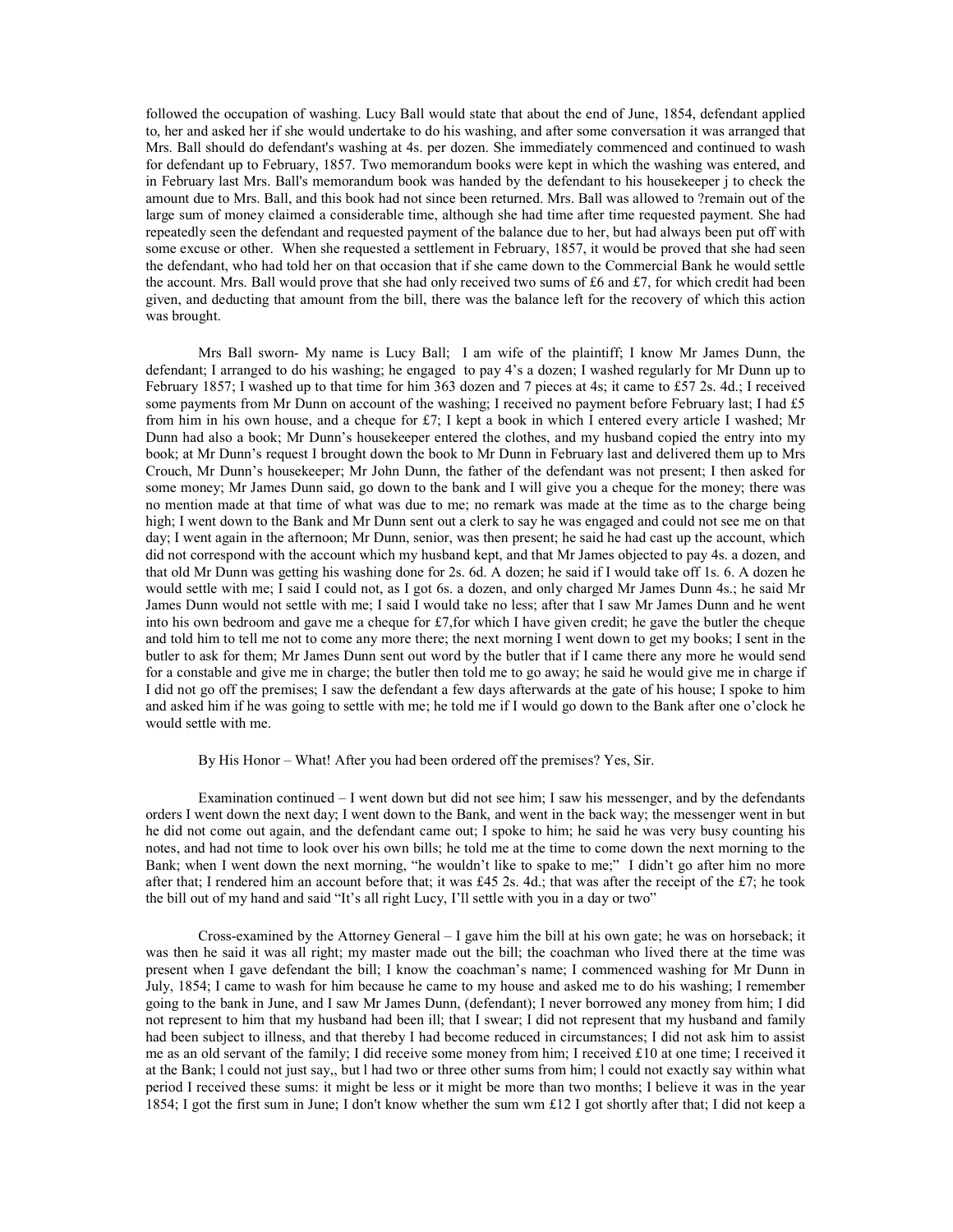followed the occupation of washing. Lucy Ball would state that about the end of June, 1854, defendant applied to, her and asked her if she would undertake to do his washing, and after some conversation it was arranged that Mrs. Ball should do defendant's washing at 4s. per dozen. She immediately commenced and continued to wash for defendant up to February, 1857. Two memorandum books were kept in which the washing was entered, and in February last Mrs. Ball's memorandum book was handed by the defendant to his housekeeper j to check the amount due to Mrs. Ball, and this book had not since been returned. Mrs. Ball was allowed to ?remain out of the large sum of money claimed a considerable time, although she had time after time requested payment. She had repeatedly seen the defendant and requested payment of the balance due to her, but had always been put off with some excuse or other. When she requested a settlement in February, 1857, it would be proved that she had seen the defendant, who had told her on that occasion that if she came down to the Commercial Bank he would settle the account. Mrs. Ball would prove that she had only received two sums of £6 and £7, for which credit had been given, and deducting that amount from the bill, there was the balance left for the recovery of which this action was brought.

Mrs Ball sworn- My name is Lucy Ball; I am wife of the plaintiff; I know Mr James Dunn, the defendant; I arranged to do his washing; he engaged to pay 4's a dozen; I washed regularly for Mr Dunn up to February 1857; I washed up to that time for him 363 dozen and 7 pieces at 4s; it came to £57 2s. 4d.; I received some payments from Mr Dunn on account of the washing; I received no payment before February last; I had £5 from him in his own house, and a cheque for £7; I kept a book in which I entered every article I washed; Mr Dunn had also a book; Mr Dunn's housekeeper entered the clothes, and my husband copied the entry into my book; at Mr Dunn's request I brought down the book to Mr Dunn in February last and delivered them up to Mrs Crouch, Mr Dunn's housekeeper; Mr John Dunn, the father of the defendant was not present; I then asked for some money; Mr James Dunn said, go down to the bank and I will give you a cheque for the money; there was no mention made at that time of what was due to me; no remark was made at the time as to the charge being high; I went down to the Bank and Mr Dunn sent out a clerk to say he was engaged and could not see me on that day; I went again in the afternoon; Mr Dunn, senior, was then present; he said he had cast up the account, which did not correspond with the account which my husband kept, and that Mr James objected to pay 4s. a dozen, and that old Mr Dunn was getting his washing done for 2s. 6d. A dozen; he said if I would take off 1s. 6. A dozen he would settle with me; I said I could not, as I got 6s. a dozen, and only charged Mr James Dunn 4s.; he said Mr James Dunn would not settle with me; I said I would take no less; after that I saw Mr James Dunn and he went into his own bedroom and gave me a cheque for £7,for which I have given credit; he gave the butler the cheque and told him to tell me not to come any more there; the next morning I went down to get my books; I sent in the butler to ask for them; Mr James Dunn sent out word by the butler that if I came there any more he would send for a constable and give me in charge; the butler then told me to go away; he said he would give me in charge if I did not go off the premises; I saw the defendant a few days afterwards at the gate of his house; I spoke to him and asked him if he was going to settle with me; he told me if I would go down to the Bank after one o'clock he would settle with me.

By His Honor – What! After you had been ordered off the premises? Yes, Sir.

Examination continued – I went down but did not see him; I saw his messenger, and by the defendants orders I went down the next day; I went down to the Bank, and went in the back way; the messenger went in but he did not come out again, and the defendant came out; I spoke to him; he said he was very busy counting his notes, and had not time to look over his own bills; he told me at the time to come down the next morning to the Bank; when I went down the next morning, "he wouldn't like to spake to me;" I didn't go after him no more after that; I rendered him an account before that; it was £45 2s. 4d.; that was after the receipt of the £7; he took the bill out of my hand and said "It's all right Lucy, I'll settle with you in a day or two"

Cross-examined by the Attorney General – I gave him the bill at his own gate; he was on horseback; it was then he said it was all right; my master made out the bill; the coachman who lived there at the time was present when I gave defendant the bill; I know the coachman's name; I commenced washing for Mr Dunn in July, 1854; I came to wash for him because he came to my house and asked me to do his washing; I remember going to the bank in June, and I saw Mr James Dunn, (defendant); I never borrowed any money from him; I did not represent to him that my husband had been ill; that I swear; I did not represent that my husband and family had been subject to illness, and that thereby I had become reduced in circumstances; I did not ask him to assist me as an old servant of the family; I did receive some money from him; I received £10 at one time; I received it at the Bank; l could not just say,, but l had two or three other sums from him; l could not exactly say within what period I received these sums: it might be less or it might be more than two months; I believe it was in the year 1854; I got the first sum in June; I don't know whether the sum wm £12 I got shortly after that; I did not keep a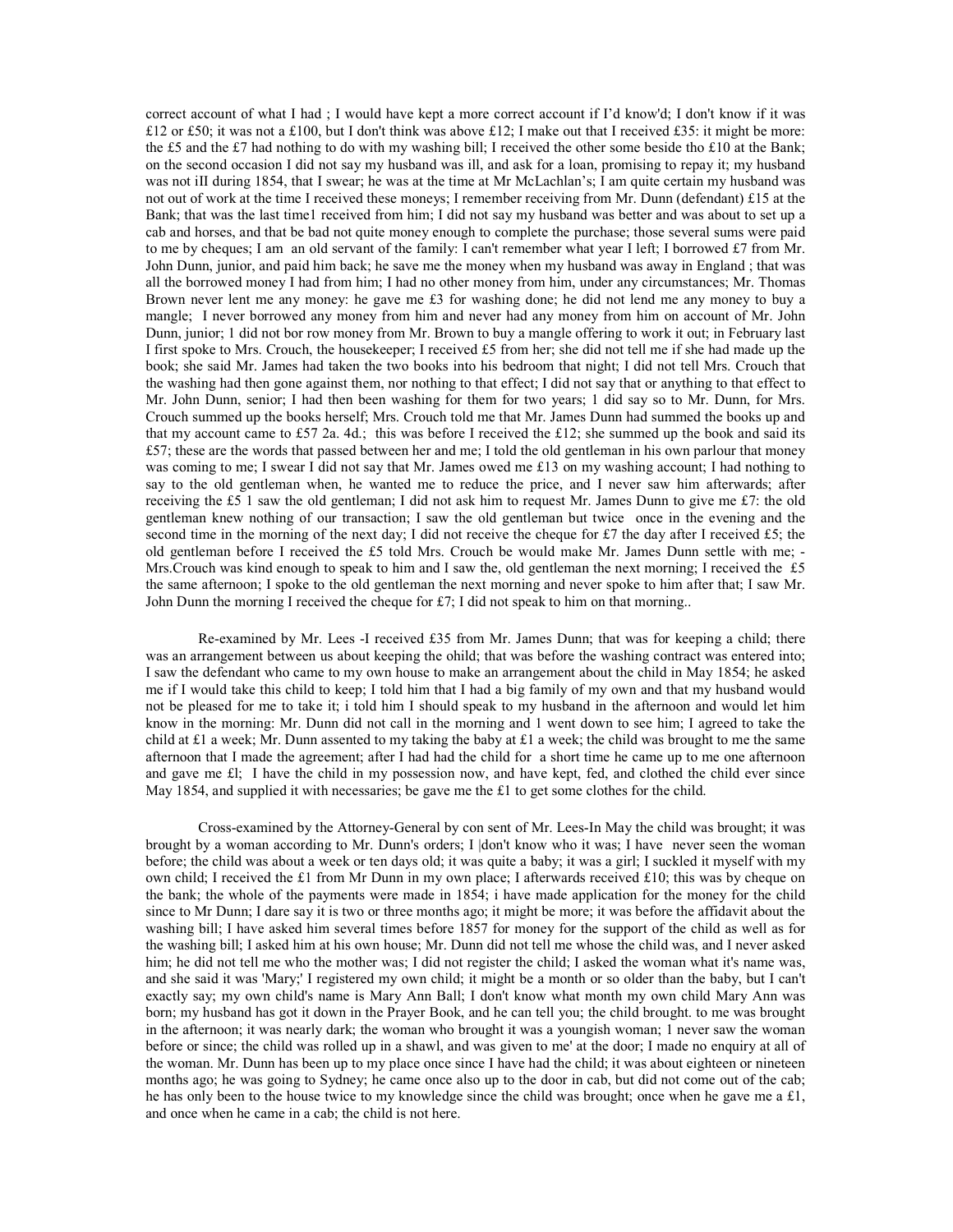correct account of what I had ; I would have kept a more correct account if I'd know'd; I don't know if it was £12 or £50; it was not a £100, but I don't think was above £12; I make out that I received £35: it might be more: the £5 and the £7 had nothing to do with my washing bill; I received the other some beside tho £10 at the Bank; on the second occasion I did not say my husband was ill, and ask for a loan, promising to repay it; my husband was not iII during 1854, that I swear; he was at the time at Mr McLachlan's; I am quite certain my husband was not out of work at the time I received these moneys; I remember receiving from Mr. Dunn (defendant) £15 at the Bank; that was the last time1 received from him; I did not say my husband was better and was about to set up a cab and horses, and that be bad not quite money enough to complete the purchase; those several sums were paid to me by cheques; I am an old servant of the family: I can't remember what year I left; I borrowed £7 from Mr. John Dunn, junior, and paid him back; he save me the money when my husband was away in England ; that was all the borrowed money I had from him; I had no other money from him, under any circumstances; Mr. Thomas Brown never lent me any money: he gave me £3 for washing done; he did not lend me any money to buy a mangle; I never borrowed any money from him and never had any money from him on account of Mr. John Dunn, junior; 1 did not bor row money from Mr. Brown to buy a mangle offering to work it out; in February last I first spoke to Mrs. Crouch, the housekeeper; I received £5 from her; she did not tell me if she had made up the book; she said Mr. James had taken the two books into his bedroom that night; I did not tell Mrs. Crouch that the washing had then gone against them, nor nothing to that effect; I did not say that or anything to that effect to Mr. John Dunn, senior; I had then been washing for them for two years; 1 did say so to Mr. Dunn, for Mrs. Crouch summed up the books herself; Mrs. Crouch told me that Mr. James Dunn had summed the books up and that my account came to £57 2a. 4d.; this was before I received the £12; she summed up the book and said its £57; these are the words that passed between her and me; I told the old gentleman in his own parlour that money was coming to me; I swear I did not say that Mr. James owed me £13 on my washing account; I had nothing to say to the old gentleman when, he wanted me to reduce the price, and I never saw him afterwards; after receiving the £5 1 saw the old gentleman; I did not ask him to request Mr. James Dunn to give me £7: the old gentleman knew nothing of our transaction; I saw the old gentleman but twice once in the evening and the second time in the morning of the next day; I did not receive the cheque for £7 the day after I received £5; the old gentleman before I received the £5 told Mrs. Crouch be would make Mr. James Dunn settle with me; - Mrs.Crouch was kind enough to speak to him and I saw the, old gentleman the next morning; I received the £5 the same afternoon; I spoke to the old gentleman the next morning and never spoke to him after that; I saw Mr. John Dunn the morning I received the cheque for £7; I did not speak to him on that morning..

Re-examined by Mr. Lees -I received £35 from Mr. James Dunn; that was for keeping a child; there was an arrangement between us about keeping the ohild; that was before the washing contract was entered into; I saw the defendant who came to my own house to make an arrangement about the child in May 1854; he asked me if I would take this child to keep; I told him that I had a big family of my own and that my husband would not be pleased for me to take it; i told him I should speak to my husband in the afternoon and would let him know in the morning: Mr. Dunn did not call in the morning and 1 went down to see him; I agreed to take the child at £1 a week; Mr. Dunn assented to my taking the baby at £1 a week; the child was brought to me the same afternoon that I made the agreement; after I had had the child for a short time he came up to me one afternoon and gave me £l; I have the child in my possession now, and have kept, fed, and clothed the child ever since May 1854, and supplied it with necessaries; be gave me the £1 to get some clothes for the child.

Cross-examined by the Attorney-General by con sent of Mr. Lees-In May the child was brought; it was brought by a woman according to Mr. Dunn's orders; I |don't know who it was; I have never seen the woman before; the child was about a week or ten days old; it was quite a baby; it was a girl; I suckled it myself with my own child; I received the £1 from Mr Dunn in my own place; I afterwards received £10; this was by cheque on the bank; the whole of the payments were made in 1854; i have made application for the money for the child since to Mr Dunn; I dare say it is two or three months ago; it might be more; it was before the affidavit about the washing bill; I have asked him several times before 1857 for money for the support of the child as well as for the washing bill; I asked him at his own house; Mr. Dunn did not tell me whose the child was, and I never asked him; he did not tell me who the mother was; I did not register the child; I asked the woman what it's name was, and she said it was 'Mary;' I registered my own child; it might be a month or so older than the baby, but I can't exactly say; my own child's name is Mary Ann Ball; I don't know what month my own child Mary Ann was born; my husband has got it down in the Prayer Book, and he can tell you; the child brought. to me was brought in the afternoon; it was nearly dark; the woman who brought it was a youngish woman; 1 never saw the woman before or since; the child was rolled up in a shawl, and was given to me' at the door; I made no enquiry at all of the woman. Mr. Dunn has been up to my place once since I have had the child; it was about eighteen or nineteen months ago; he was going to Sydney; he came once also up to the door in cab, but did not come out of the cab; he has only been to the house twice to my knowledge since the child was brought; once when he gave me a £1, and once when he came in a cab; the child is not here.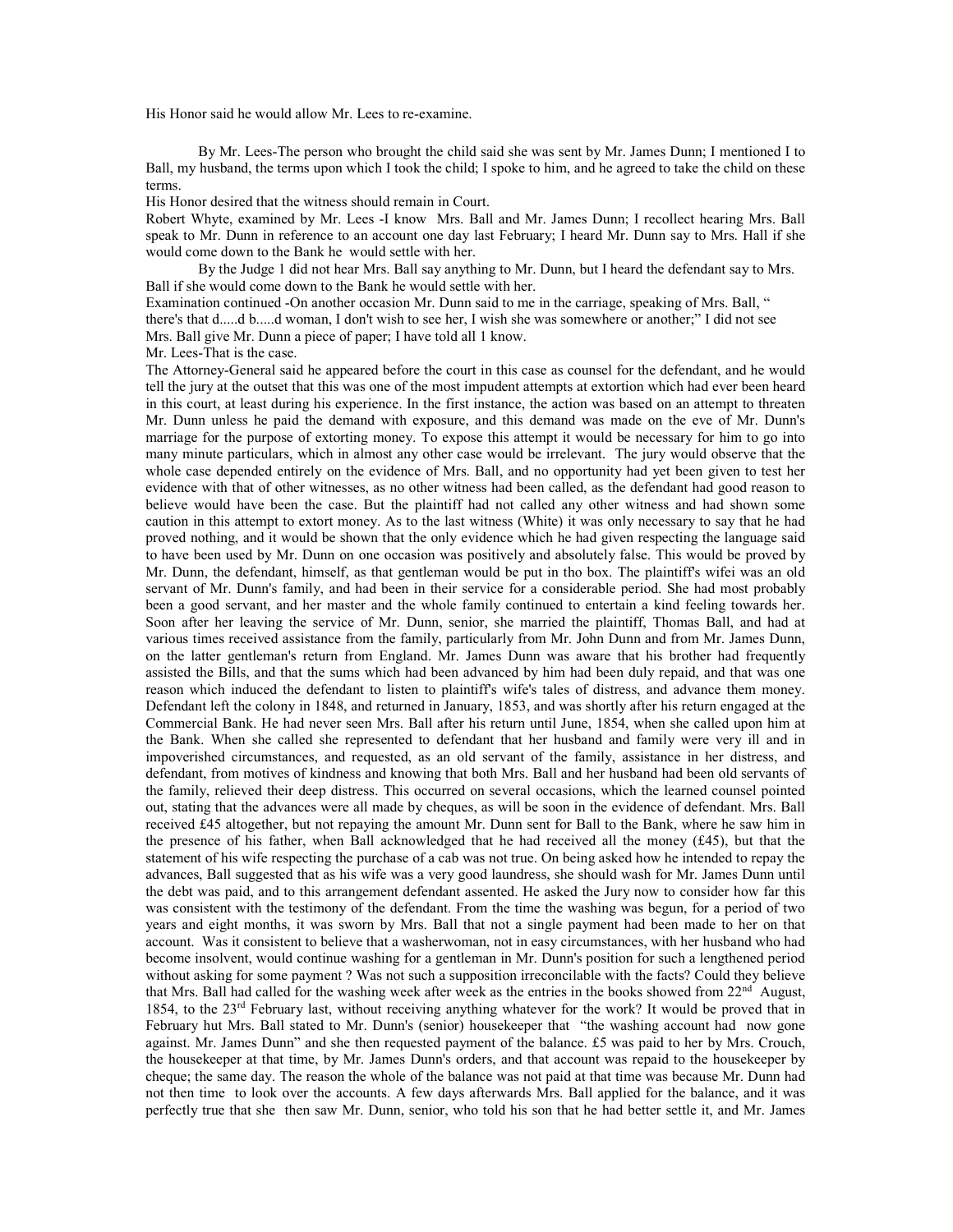His Honor said he would allow Mr. Lees to re-examine.

By Mr. Lees-The person who brought the child said she was sent by Mr. James Dunn; I mentioned I to Ball, my husband, the terms upon which I took the child; I spoke to him, and he agreed to take the child on these terms.

His Honor desired that the witness should remain in Court.

Robert Whyte, examined by Mr. Lees -I know Mrs. Ball and Mr. James Dunn; I recollect hearing Mrs. Ball speak to Mr. Dunn in reference to an account one day last February; I heard Mr. Dunn say to Mrs. Hall if she would come down to the Bank he would settle with her.

By the Judge 1 did not hear Mrs. Ball say anything to Mr. Dunn, but I heard the defendant say to Mrs. Ball if she would come down to the Bank he would settle with her.

Examination continued -On another occasion Mr. Dunn said to me in the carriage, speaking of Mrs. Ball, " there's that d.....d b.....d woman, I don't wish to see her, I wish she was somewhere or another;" I did not see Mrs. Ball give Mr. Dunn a piece of paper; I have told all 1 know.

Mr. Lees-That is the case.

The Attorney-General said he appeared before the court in this case as counsel for the defendant, and he would tell the jury at the outset that this was one of the most impudent attempts at extortion which had ever been heard in this court, at least during his experience. In the first instance, the action was based on an attempt to threaten Mr. Dunn unless he paid the demand with exposure, and this demand was made on the eve of Mr. Dunn's marriage for the purpose of extorting money. To expose this attempt it would be necessary for him to go into many minute particulars, which in almost any other case would be irrelevant. The jury would observe that the whole case depended entirely on the evidence of Mrs. Ball, and no opportunity had yet been given to test her evidence with that of other witnesses, as no other witness had been called, as the defendant had good reason to believe would have been the case. But the plaintiff had not called any other witness and had shown some caution in this attempt to extort money. As to the last witness (White) it was only necessary to say that he had proved nothing, and it would be shown that the only evidence which he had given respecting the language said to have been used by Mr. Dunn on one occasion was positively and absolutely false. This would be proved by Mr. Dunn, the defendant, himself, as that gentleman would be put in tho box. The plaintiff's wifei was an old servant of Mr. Dunn's family, and had been in their service for a considerable period. She had most probably been a good servant, and her master and the whole family continued to entertain a kind feeling towards her. Soon after her leaving the service of Mr. Dunn, senior, she married the plaintiff, Thomas Ball, and had at various times received assistance from the family, particularly from Mr. John Dunn and from Mr. James Dunn, on the latter gentleman's return from England. Mr. James Dunn was aware that his brother had frequently assisted the Bills, and that the sums which had been advanced by him had been duly repaid, and that was one reason which induced the defendant to listen to plaintiff's wife's tales of distress, and advance them money. Defendant left the colony in 1848, and returned in January, 1853, and was shortly after his return engaged at the Commercial Bank. He had never seen Mrs. Ball after his return until June, 1854, when she called upon him at the Bank. When she called she represented to defendant that her husband and family were very ill and in impoverished circumstances, and requested, as an old servant of the family, assistance in her distress, and defendant, from motives of kindness and knowing that both Mrs. Ball and her husband had been old servants of the family, relieved their deep distress. This occurred on several occasions, which the learned counsel pointed out, stating that the advances were all made by cheques, as will be soon in the evidence of defendant. Mrs. Ball received £45 altogether, but not repaying the amount Mr. Dunn sent for Ball to the Bank, where he saw him in the presence of his father, when Ball acknowledged that he had received all the money (£45), but that the statement of his wife respecting the purchase of a cab was not true. On being asked how he intended to repay the advances, Ball suggested that as his wife was a very good laundress, she should wash for Mr. James Dunn until the debt was paid, and to this arrangement defendant assented. He asked the Jury now to consider how far this was consistent with the testimony of the defendant. From the time the washing was begun, for a period of two years and eight months, it was sworn by Mrs. Ball that not a single payment had been made to her on that account. Was it consistent to believe that a washerwoman, not in easy circumstances, with her husband who had become insolvent, would continue washing for a gentleman in Mr. Dunn's position for such a lengthened period without asking for some payment ? Was not such a supposition irreconcilable with the facts? Could they believe that Mrs. Ball had called for the washing week after week as the entries in the books showed from 22nd August, 1854, to the 23rd February last, without receiving anything whatever for the work? It would be proved that in February hut Mrs. Ball stated to Mr. Dunn's (senior) housekeeper that "the washing account had now gone against. Mr. James Dunn" and she then requested payment of the balance. £5 was paid to her by Mrs. Crouch, the housekeeper at that time, by Mr. James Dunn's orders, and that account was repaid to the housekeeper by cheque; the same day. The reason the whole of the balance was not paid at that time was because Mr. Dunn had not then time to look over the accounts. A few days afterwards Mrs. Ball applied for the balance, and it was perfectly true that she then saw Mr. Dunn, senior, who told his son that he had better settle it, and Mr. James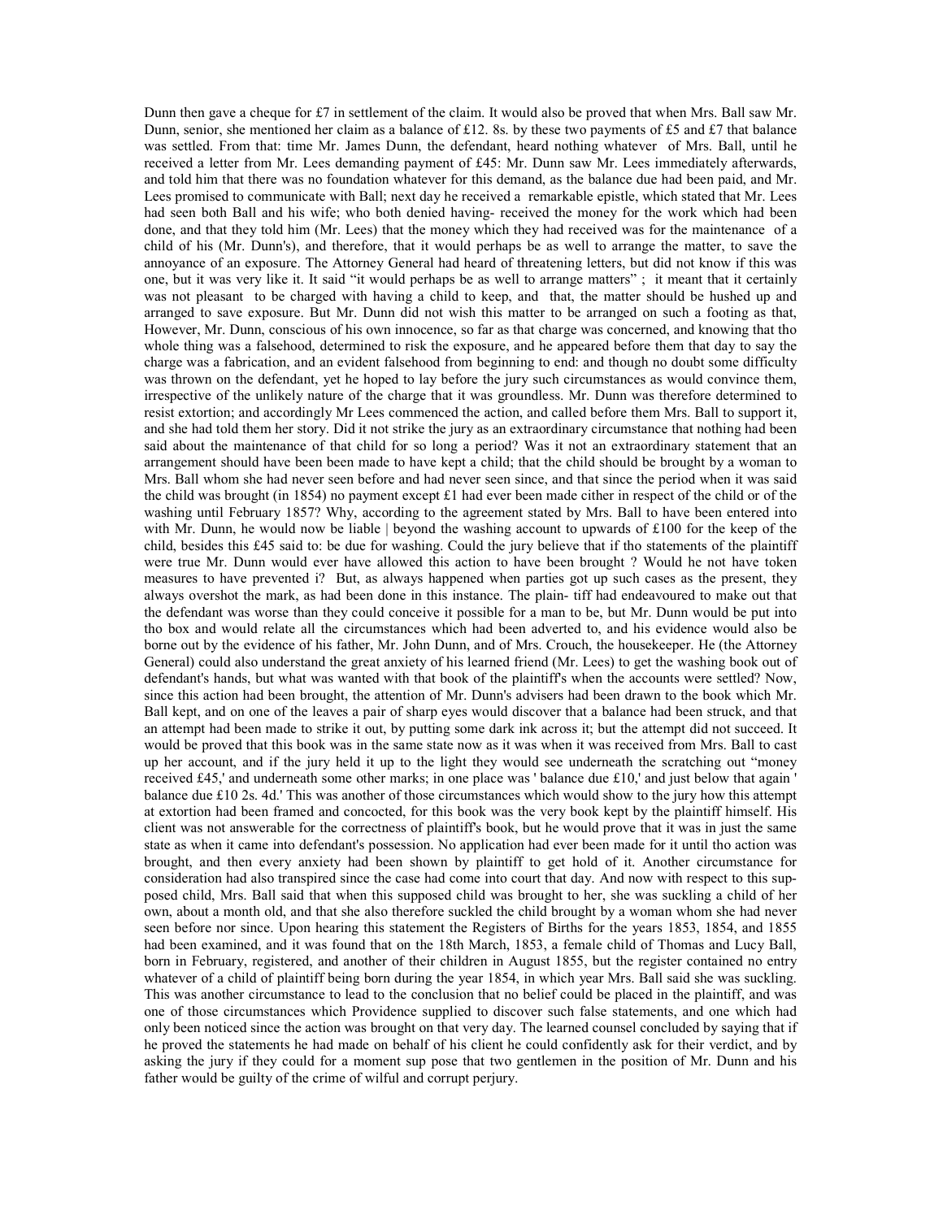Dunn then gave a cheque for £7 in settlement of the claim. It would also be proved that when Mrs. Ball saw Mr. Dunn, senior, she mentioned her claim as a balance of £12. 8s. by these two payments of £5 and £7 that balance was settled. From that: time Mr. James Dunn, the defendant, heard nothing whatever of Mrs. Ball, until he received a letter from Mr. Lees demanding payment of £45: Mr. Dunn saw Mr. Lees immediately afterwards, and told him that there was no foundation whatever for this demand, as the balance due had been paid, and Mr. Lees promised to communicate with Ball; next day he received a remarkable epistle, which stated that Mr. Lees had seen both Ball and his wife; who both denied having- received the money for the work which had been done, and that they told him (Mr. Lees) that the money which they had received was for the maintenance of a child of his (Mr. Dunn's), and therefore, that it would perhaps be as well to arrange the matter, to save the annoyance of an exposure. The Attorney General had heard of threatening letters, but did not know if this was one, but it was very like it. It said "it would perhaps be as well to arrange matters" ; it meant that it certainly was not pleasant to be charged with having a child to keep, and that, the matter should be hushed up and arranged to save exposure. But Mr. Dunn did not wish this matter to be arranged on such a footing as that, However, Mr. Dunn, conscious of his own innocence, so far as that charge was concerned, and knowing that tho whole thing was a falsehood, determined to risk the exposure, and he appeared before them that day to say the charge was a fabrication, and an evident falsehood from beginning to end: and though no doubt some difficulty was thrown on the defendant, yet he hoped to lay before the jury such circumstances as would convince them, irrespective of the unlikely nature of the charge that it was groundless. Mr. Dunn was therefore determined to resist extortion; and accordingly Mr Lees commenced the action, and called before them Mrs. Ball to support it, and she had told them her story. Did it not strike the jury as an extraordinary circumstance that nothing had been said about the maintenance of that child for so long a period? Was it not an extraordinary statement that an arrangement should have been been made to have kept a child; that the child should be brought by a woman to Mrs. Ball whom she had never seen before and had never seen since, and that since the period when it was said the child was brought (in 1854) no payment except £1 had ever been made cither in respect of the child or of the washing until February 1857? Why, according to the agreement stated by Mrs. Ball to have been entered into with Mr. Dunn, he would now be liable | beyond the washing account to upwards of £100 for the keep of the child, besides this £45 said to: be due for washing. Could the jury believe that if tho statements of the plaintiff were true Mr. Dunn would ever have allowed this action to have been brought ? Would he not have token measures to have prevented i? But, as always happened when parties got up such cases as the present, they always overshot the mark, as had been done in this instance. The plain- tiff had endeavoured to make out that the defendant was worse than they could conceive it possible for a man to be, but Mr. Dunn would be put into tho box and would relate all the circumstances which had been adverted to, and his evidence would also be borne out by the evidence of his father, Mr. John Dunn, and of Mrs. Crouch, the housekeeper. He (the Attorney General) could also understand the great anxiety of his learned friend (Mr. Lees) to get the washing book out of defendant's hands, but what was wanted with that book of the plaintiff's when the accounts were settled? Now, since this action had been brought, the attention of Mr. Dunn's advisers had been drawn to the book which Mr. Ball kept, and on one of the leaves a pair of sharp eyes would discover that a balance had been struck, and that an attempt had been made to strike it out, by putting some dark ink across it; but the attempt did not succeed. It would be proved that this book was in the same state now as it was when it was received from Mrs. Ball to cast up her account, and if the jury held it up to the light they would see underneath the scratching out "money received £45,' and underneath some other marks; in one place was ' balance due £10,' and just below that again ' balance due £10 2s. 4d.' This was another of those circumstances which would show to the jury how this attempt at extortion had been framed and concocted, for this book was the very book kept by the plaintiff himself. His client was not answerable for the correctness of plaintiff's book, but he would prove that it was in just the same state as when it came into defendant's possession. No application had ever been made for it until tho action was brought, and then every anxiety had been shown by plaintiff to get hold of it. Another circumstance for consideration had also transpired since the case had come into court that day. And now with respect to this sup- posed child, Mrs. Ball said that when this supposed child was brought to her, she was suckling a child of her own, about a month old, and that she also therefore suckled the child brought by a woman whom she had never seen before nor since. Upon hearing this statement the Registers of Births for the years 1853, 1854, and 1855 had been examined, and it was found that on the 18th March, 1853, a female child of Thomas and Lucy Ball, born in February, registered, and another of their children in August 1855, but the register contained no entry whatever of a child of plaintiff being born during the year 1854, in which year Mrs. Ball said she was suckling. This was another circumstance to lead to the conclusion that no belief could be placed in the plaintiff, and was one of those circumstances which Providence supplied to discover such false statements, and one which had only been noticed since the action was brought on that very day. The learned counsel concluded by saying that if he proved the statements he had made on behalf of his client he could confidently ask for their verdict, and by asking the jury if they could for a moment sup pose that two gentlemen in the position of Mr. Dunn and his father would be guilty of the crime of wilful and corrupt perjury.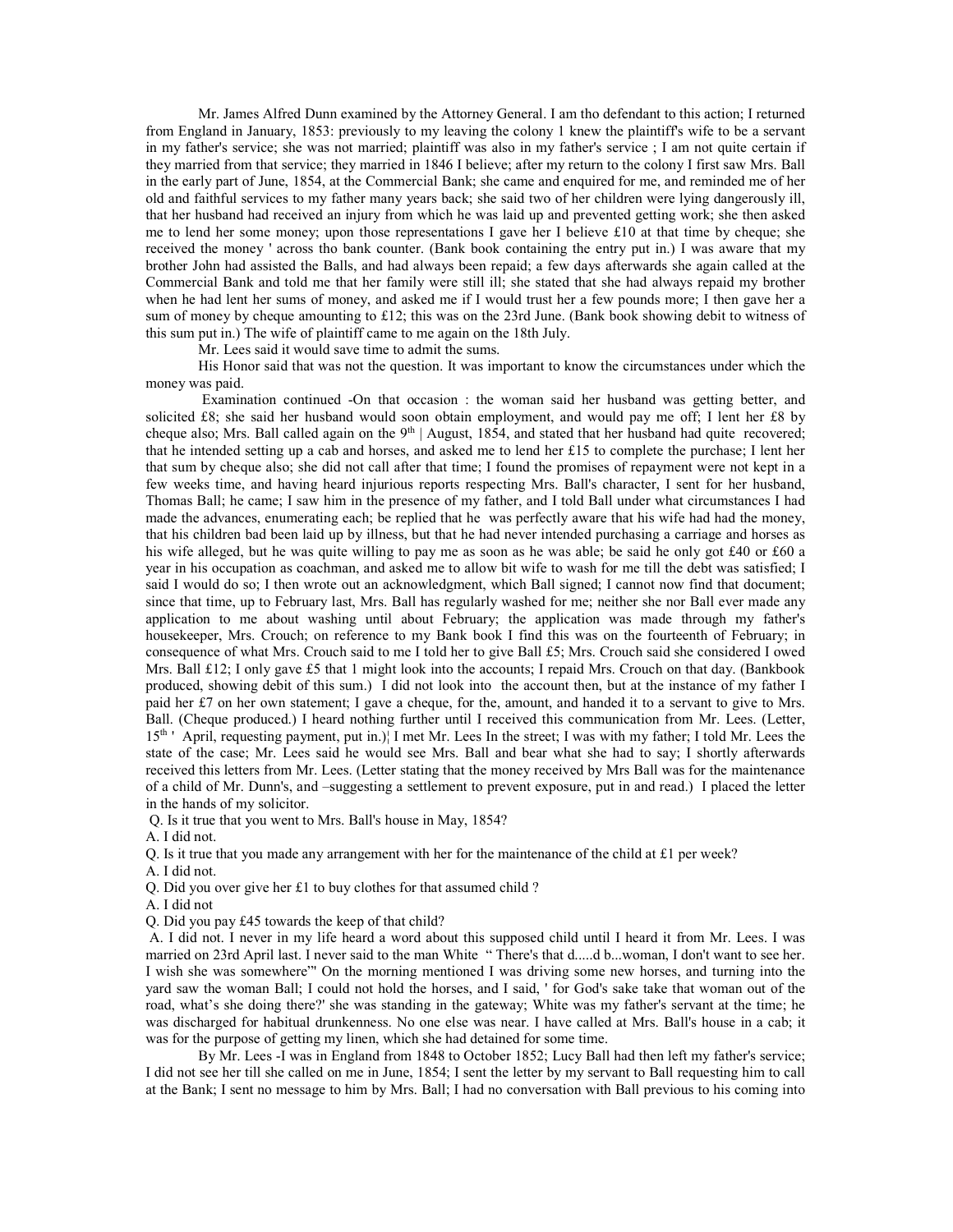Mr. James Alfred Dunn examined by the Attorney General. I am tho defendant to this action; I returned from England in January, 1853: previously to my leaving the colony 1 knew the plaintiff's wife to be a servant in my father's service; she was not married; plaintiff was also in my father's service ; I am not quite certain if they married from that service; they married in 1846 I believe; after my return to the colony I first saw Mrs. Ball in the early part of June, 1854, at the Commercial Bank; she came and enquired for me, and reminded me of her old and faithful services to my father many years back; she said two of her children were lying dangerously ill, that her husband had received an injury from which he was laid up and prevented getting work; she then asked me to lend her some money; upon those representations I gave her I believe £10 at that time by cheque; she received the money ' across tho bank counter. (Bank book containing the entry put in.) I was aware that my brother John had assisted the Balls, and had always been repaid; a few days afterwards she again called at the Commercial Bank and told me that her family were still ill; she stated that she had always repaid my brother when he had lent her sums of money, and asked me if I would trust her a few pounds more; I then gave her a sum of money by cheque amounting to £12; this was on the 23rd June. (Bank book showing debit to witness of this sum put in.) The wife of plaintiff came to me again on the 18th July.

Mr. Lees said it would save time to admit the sums.

His Honor said that was not the question. It was important to know the circumstances under which the money was paid.

Examination continued -On that occasion : the woman said her husband was getting better, and solicited £8; she said her husband would soon obtain employment, and would pay me off; I lent her £8 by cheque also; Mrs. Ball called again on the 9th | August, 1854, and stated that her husband had quite recovered; that he intended setting up a cab and horses, and asked me to lend her £15 to complete the purchase; I lent her that sum by cheque also; she did not call after that time; I found the promises of repayment were not kept in a few weeks time, and having heard injurious reports respecting Mrs. Ball's character, I sent for her husband, Thomas Ball; he came; I saw him in the presence of my father, and I told Ball under what circumstances I had made the advances, enumerating each; be replied that he was perfectly aware that his wife had had the money, that his children bad been laid up by illness, but that he had never intended purchasing a carriage and horses as his wife alleged, but he was quite willing to pay me as soon as he was able; be said he only got £40 or £60 a year in his occupation as coachman, and asked me to allow bit wife to wash for me till the debt was satisfied; I said I would do so; I then wrote out an acknowledgment, which Ball signed; I cannot now find that document; since that time, up to February last, Mrs. Ball has regularly washed for me; neither she nor Ball ever made any application to me about washing until about February; the application was made through my father's housekeeper, Mrs. Crouch; on reference to my Bank book I find this was on the fourteenth of February; in consequence of what Mrs. Crouch said to me I told her to give Ball £5; Mrs. Crouch said she considered I owed Mrs. Ball £12; I only gave £5 that 1 might look into the accounts; I repaid Mrs. Crouch on that day. (Bankbook produced, showing debit of this sum.) I did not look into the account then, but at the instance of my father I paid her £7 on her own statement; I gave a cheque, for the, amount, and handed it to a servant to give to Mrs. Ball. (Cheque produced.) I heard nothing further until I received this communication from Mr. Lees. (Letter, 15th ' April, requesting payment, put in.)| I met Mr. Lees In the street; I was with my father; I told Mr. Lees the state of the case; Mr. Lees said he would see Mrs. Ball and bear what she had to say; I shortly afterwards received this letters from Mr. Lees. (Letter stating that the money received by Mrs Ball was for the maintenance of a child of Mr. Dunn's, and –suggesting a settlement to prevent exposure, put in and read.) I placed the letter in the hands of my solicitor.

Q. Is it true that you went to Mrs. Ball's house in May, 1854?

A. I did not.

Q. Is it true that you made any arrangement with her for the maintenance of the child at £1 per week?

A. I did not.

Q. Did you over give her £1 to buy clothes for that assumed child ?

A. I did not

Q. Did you pay £45 towards the keep of that child?

A. I did not. I never in my life heard a word about this supposed child until I heard it from Mr. Lees. I was married on 23rd April last. I never said to the man White " There's that d.....d b...woman, I don't want to see her. I wish she was somewhere"' On the morning mentioned I was driving some new horses, and turning into the yard saw the woman Ball; I could not hold the horses, and I said, ' for God's sake take that woman out of the road, what's she doing there?' she was standing in the gateway; White was my father's servant at the time; he was discharged for habitual drunkenness. No one else was near. I have called at Mrs. Ball's house in a cab; it was for the purpose of getting my linen, which she had detained for some time.

By Mr. Lees -I was in England from 1848 to October 1852; Lucy Ball had then left my father's service; I did not see her till she called on me in June, 1854; I sent the letter by my servant to Ball requesting him to call at the Bank; I sent no message to him by Mrs. Ball; I had no conversation with Ball previous to his coming into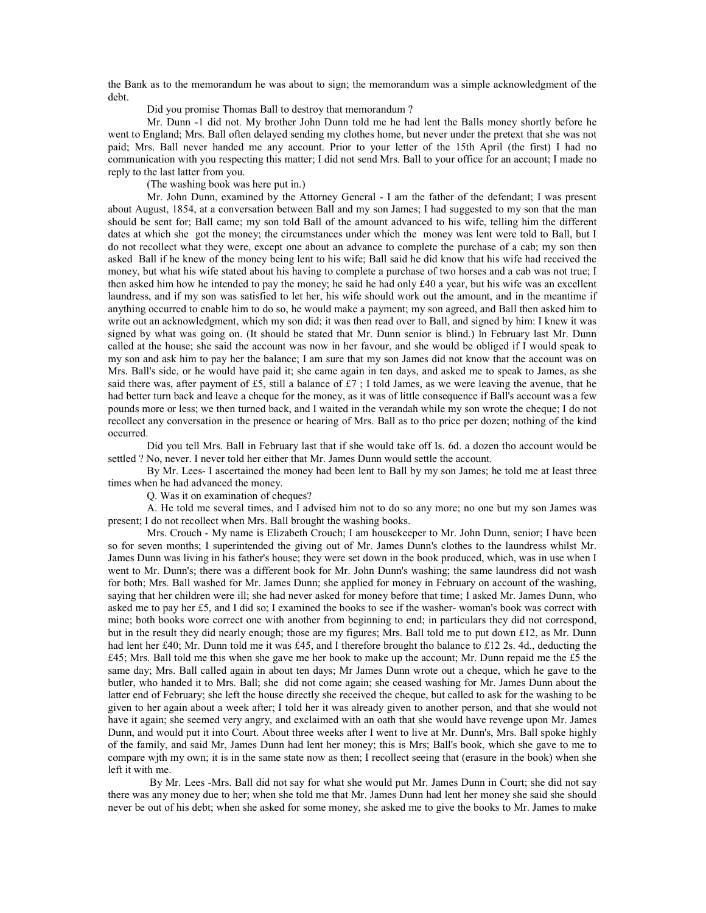the Bank as to the memorandum he was about to sign; the memorandum was a simple acknowledgment of the debt.

Did you promise Thomas Ball to destroy that memorandum ?

Mr. Dunn -1 did not. My brother John Dunn told me he had lent the Balls money shortly before he went to England; Mrs. Ball often delayed sending my clothes home, but never under the pretext that she was not paid; Mrs. Ball never handed me any account. Prior to your letter of the 15th April (the first) I had no communication with you respecting this matter; I did not send Mrs. Ball to your office for an account; I made no reply to the last latter from you.

(The washing book was here put in.)

Mr. John Dunn, examined by the Attorney General - I am the father of the defendant; I was present about August, 1854, at a conversation between Ball and my son James; I had suggested to my son that the man should be sent for; Ball came; my son told Ball of the amount advanced to his wife, telling him the different dates at which she got the money; the circumstances under which the money was lent were told to Ball, but I do not recollect what they were, except one about an advance to complete the purchase of a cab; my son then asked Ball if he knew of the money being lent to his wife; Ball said he did know that his wife had received the money, but what his wife stated about his having to complete a purchase of two horses and a cab was not true; I then asked him how he intended to pay the money; he said he had only £40 a year, but his wife was an excellent laundress, and if my son was satisfied to let her, his wife should work out the amount, and in the meantime if anything occurred to enable him to do so, he would make a payment; my son agreed, and Ball then asked him to write out an acknowledgment, which my son did; it was then read over to Ball, and signed by him: I knew it was signed by what was going on. (It should be stated that Mr. Dunn senior is blind.) ln February last Mr. Dunn called at the house; she said the account was now in her favour, and she would be obliged if I would speak to my son and ask him to pay her the balance; I am sure that my son James did not know that the account was on Mrs. Ball's side, or he would have paid it; she came again in ten days, and asked me to speak to James, as she said there was, after payment of £5, still a balance of £7 ; I told James, as we were leaving the avenue, that he had better turn back and leave a cheque for the money, as it was of little consequence if Ball's account was a few pounds more or less; we then turned back, and I waited in the verandah while my son wrote the cheque; I do not recollect any conversation in the presence or hearing of Mrs. Ball as to tho price per dozen; nothing of the kind occurred.

Did you tell Mrs. Ball in February last that if she would take off Is. 6d. a dozen tho account would be settled ? No, never. I never told her either that Mr. James Dunn would settle the account.

By Mr. Lees- I ascertained the money had been lent to Ball by my son James; he told me at least three times when he had advanced the money.

Q. Was it on examination of cheques?

A. He told me several times, and I advised him not to do so any more; no one but my son James was present; I do not recollect when Mrs. Ball brought the washing books.

Mrs. Crouch - My name is Elizabeth Crouch; I am housekeeper to Mr. John Dunn, senior; I have been so for seven months; I superintended the giving out of Mr. James Dunn's clothes to the laundress whilst Mr. James Dunn was living in his father's house; they were set down in the book produced, which, was in use when I went to Mr. Dunn's; there was a different book for Mr. John Dunn's washing; the same laundress did not wash for both; Mrs. Ball washed for Mr. James Dunn; she applied for money in February on account of the washing, saying that her children were ill; she had never asked for money before that time; I asked Mr. James Dunn, who asked me to pay her £5, and I did so; I examined the books to see if the washer- woman's book was correct with mine; both books wore correct one with another from beginning to end; in particulars they did not correspond, but in the result they did nearly enough; those are my figures; Mrs. Ball told me to put down £12, as Mr. Dunn had lent her £40; Mr. Dunn told me it was £45, and I therefore brought tho balance to £12 2s. 4d., deducting the £45; Mrs. Ball told me this when she gave me her book to make up the account; Mr. Dunn repaid me the £5 the same day; Mrs. Ball called again in about ten days; Mr James Dunn wrote out a cheque, which he gave to the butler, who handed it to Mrs. Ball; she did not come again; she ceased washing for Mr. James Dunn about the latter end of February; she left the house directly she received the cheque, but called to ask for the washing to be given to her again about a week after; I told her it was already given to another person, and that she would not have it again; she seemed very angry, and exclaimed with an oath that she would have revenge upon Mr. James Dunn, and would put it into Court. About three weeks after I went to live at Mr. Dunn's, Mrs. Ball spoke highly of the family, and said Mr, James Dunn had lent her money; this is Mrs; Ball's book, which she gave to me to compare wjth my own; it is in the same state now as then; I recollect seeing that (erasure in the book) when she left it with me.

By Mr. Lees -Mrs. Ball did not say for what she would put Mr. James Dunn in Court; she did not say there was any money due to her; when she told me that Mr. James Dunn had lent her money she said she should never be out of his debt; when she asked for some money, she asked me to give the books to Mr. James to make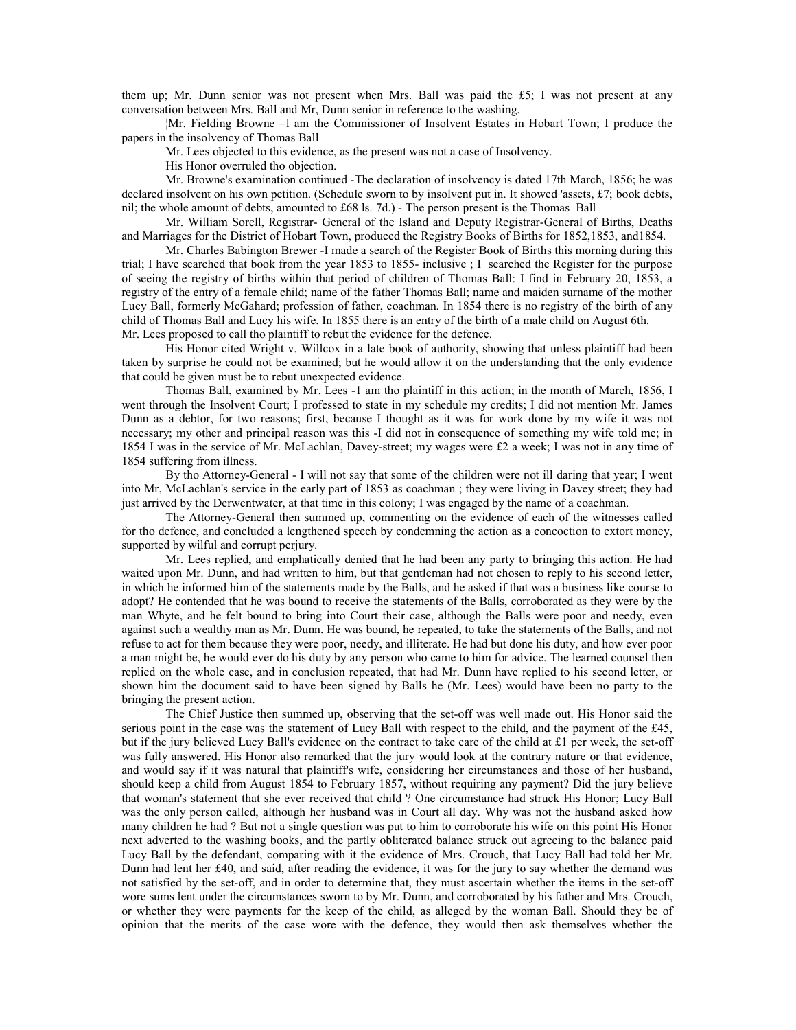them up; Mr. Dunn senior was not present when Mrs. Ball was paid the £5; I was not present at any conversation between Mrs. Ball and Mr, Dunn senior in reference to the washing.

¦Mr. Fielding Browne –l am the Commissioner of Insolvent Estates in Hobart Town; I produce the papers in the insolvency of Thomas Ball

Mr. Lees objected to this evidence, as the present was not a case of Insolvency.

His Honor overruled tho objection.

Mr. Browne's examination continued -The declaration of insolvency is dated 17th March, 1856; he was declared insolvent on his own petition. (Schedule sworn to by insolvent put in. It showed 'assets, £7; book debts, nil; the whole amount of debts, amounted to £68 ls. 7d.) - The person present is the Thomas Ball

Mr. William Sorell, Registrar- General of the Island and Deputy Registrar-General of Births, Deaths and Marriages for the District of Hobart Town, produced the Registry Books of Births for 1852,1853, and1854.

Mr. Charles Babington Brewer -I made a search of the Register Book of Births this morning during this trial; I have searched that book from the year 1853 to 1855- inclusive ; I searched the Register for the purpose of seeing the registry of births within that period of children of Thomas Ball: I find in February 20, 1853, a registry of the entry of a female child; name of the father Thomas Ball; name and maiden surname of the mother Lucy Ball, formerly McGahard; profession of father, coachman. In 1854 there is no registry of the birth of any child of Thomas Ball and Lucy his wife. In 1855 there is an entry of the birth of a male child on August 6th.
Mr. Lees proposed to call tho plaintiff to rebut the evidence for the defence.

His Honor cited Wright v. Willcox in a late book of authority, showing that unless plaintiff had been taken by surprise he could not be examined; but he would allow it on the understanding that the only evidence that could be given must be to rebut unexpected evidence.

Thomas Ball, examined by Mr. Lees -1 am tho plaintiff in this action; in the month of March, 1856, I went through the Insolvent Court; I professed to state in my schedule my credits; I did not mention Mr. James Dunn as a debtor, for two reasons; first, because I thought as it was for work done by my wife it was not necessary; my other and principal reason was this -I did not in consequence of something my wife told me; in 1854 I was in the service of Mr. McLachlan, Davey-street; my wages were £2 a week; I was not in any time of 1854 suffering from illness.

By tho Attorney-General - I will not say that some of the children were not ill daring that year; I went into Mr, McLachlan's service in the early part of 1853 as coachman ; they were living in Davey street; they had just arrived by the Derwentwater, at that time in this colony; I was engaged by the name of a coachman.

The Attorney-General then summed up, commenting on the evidence of each of the witnesses called for tho defence, and concluded a lengthened speech by condemning the action as a concoction to extort money, supported by wilful and corrupt perjury.

Mr. Lees replied, and emphatically denied that he had been any party to bringing this action. He had waited upon Mr. Dunn, and had written to him, but that gentleman had not chosen to reply to his second letter, in which he informed him of the statements made by the Balls, and he asked if that was a business like course to adopt? He contended that he was bound to receive the statements of the Balls, corroborated as they were by the man Whyte, and he felt bound to bring into Court their case, although the Balls were poor and needy, even against such a wealthy man as Mr. Dunn. He was bound, he repeated, to take the statements of the Balls, and not refuse to act for them because they were poor, needy, and illiterate. He had but done his duty, and how ever poor a man might be, he would ever do his duty by any person who came to him for advice. The learned counsel then replied on the whole case, and in conclusion repeated, that had Mr. Dunn have replied to his second letter, or shown him the document said to have been signed by Balls he (Mr. Lees) would have been no party to the bringing the present action.

The Chief Justice then summed up, observing that the set-off was well made out. His Honor said the serious point in the case was the statement of Lucy Ball with respect to the child, and the payment of the £45, but if the jury believed Lucy Ball's evidence on the contract to take care of the child at £1 per week, the set-off was fully answered. His Honor also remarked that the jury would look at the contrary nature or that evidence, and would say if it was natural that plaintiff's wife, considering her circumstances and those of her husband, should keep a child from August 1854 to February 1857, without requiring any payment? Did the jury believe that woman's statement that she ever received that child ? One circumstance had struck His Honor; Lucy Ball was the only person called, although her husband was in Court all day. Why was not the husband asked how many children he had ? But not a single question was put to him to corroborate his wife on this point His Honor next adverted to the washing books, and the partly obliterated balance struck out agreeing to the balance paid Lucy Ball by the defendant, comparing with it the evidence of Mrs. Crouch, that Lucy Ball had told her Mr. Dunn had lent her £40, and said, after reading the evidence, it was for the jury to say whether the demand was not satisfied by the set-off, and in order to determine that, they must ascertain whether the items in the set-off wore sums lent under the circumstances sworn to by Mr. Dunn, and corroborated by his father and Mrs. Crouch, or whether they were payments for the keep of the child, as alleged by the woman Ball. Should they be of opinion that the merits of the case wore with the defence, they would then ask themselves whether the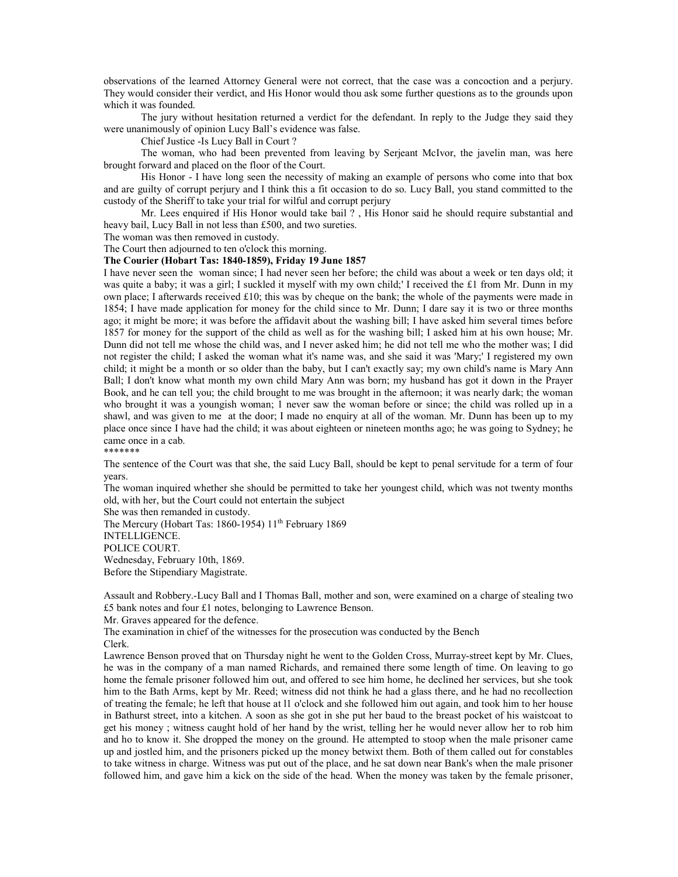observations of the learned Attorney General were not correct, that the case was a concoction and a perjury. They would consider their verdict, and His Honor would thou ask some further questions as to the grounds upon which it was founded.

The jury without hesitation returned a verdict for the defendant. In reply to the Judge they said they were unanimously of opinion Lucy Ball's evidence was false.

Chief Justice -Is Lucy Ball in Court ?

The woman, who had been prevented from leaving by Serjeant McIvor, the javelin man, was here brought forward and placed on the floor of the Court.

His Honor - I have long seen the necessity of making an example of persons who come into that box and are guilty of corrupt perjury and I think this a fit occasion to do so. Lucy Ball, you stand committed to the custody of the Sheriff to take your trial for wilful and corrupt perjury

Mr. Lees enquired if His Honor would take bail ? , His Honor said he should require substantial and heavy bail, Lucy Ball in not less than £500, and two sureties.

The woman was then removed in custody.

The Court then adjourned to ten o'clock this morning.

**The Courier (Hobart Tas: 1840-1859), Friday 19 June 1857**

I have never seen the woman since; I had never seen her before; the child was about a week or ten days old; it was quite a baby; it was a girl; I suckled it myself with my own child;' I received the £1 from Mr. Dunn in my own place; I afterwards received £10; this was by cheque on the bank; the whole of the payments were made in 1854; I have made application for money for the child since to Mr. Dunn; I dare say it is two or three months ago; it might be more; it was before the affidavit about the washing bill; I have asked him several times before 1857 for money for the support of the child as well as for the washing bill; I asked him at his own house; Mr. Dunn did not tell me whose the child was, and I never asked him; he did not tell me who the mother was; I did not register the child; I asked the woman what it's name was, and she said it was 'Mary;' I registered my own child; it might be a month or so older than the baby, but I can't exactly say; my own child's name is Mary Ann Ball; I don't know what month my own child Mary Ann was born; my husband has got it down in the Prayer Book, and he can tell you; the child brought to me was brought in the afternoon; it was nearly dark; the woman who brought it was a youngish woman; 1 never saw the woman before or since; the child was rolled up in a shawl, and was given to me at the door; I made no enquiry at all of the woman. Mr. Dunn has been up to my place once since I have had the child; it was about eighteen or nineteen months ago; he was going to Sydney; he came once in a cab.

*******

The sentence of the Court was that she, the said Lucy Ball, should be kept to penal servitude for a term of four years.

The woman inquired whether she should be permitted to take her youngest child, which was not twenty months old, with her, but the Court could not entertain the subject

She was then remanded in custody.

The Mercury (Hobart Tas: 1860-1954) 11th February 1869

INTELLIGENCE.

POLICE COURT.

Wednesday, February 10th, 1869.

Before the Stipendiary Magistrate.

Assault and Robbery.-Lucy Ball and I Thomas Ball, mother and son, were examined on a charge of stealing two £5 bank notes and four £1 notes, belonging to Lawrence Benson.

Mr. Graves appeared for the defence.

The examination in chief of the witnesses for the prosecution was conducted by the Bench Clerk.

Lawrence Benson proved that on Thursday night he went to the Golden Cross, Murray-street kept by Mr. Clues, he was in the company of a man named Richards, and remained there some length of time. On leaving to go home the female prisoner followed him out, and offered to see him home, he declined her services, but she took him to the Bath Arms, kept by Mr. Reed; witness did not think he had a glass there, and he had no recollection of treating the female; he left that house at l1 o'clock and she followed him out again, and took him to her house in Bathurst street, into a kitchen. A soon as she got in she put her baud to the breast pocket of his waistcoat to get his money ; witness caught hold of her hand by the wrist, telling her he would never allow her to rob him and ho to know it. She dropped the money on the ground. He attempted to stoop when the male prisoner came up and jostled him, and the prisoners picked up the money betwixt them. Both of them called out for constables to take witness in charge. Witness was put out of the place, and he sat down near Bank's when the male prisoner followed him, and gave him a kick on the side of the head. When the money was taken by the female prisoner,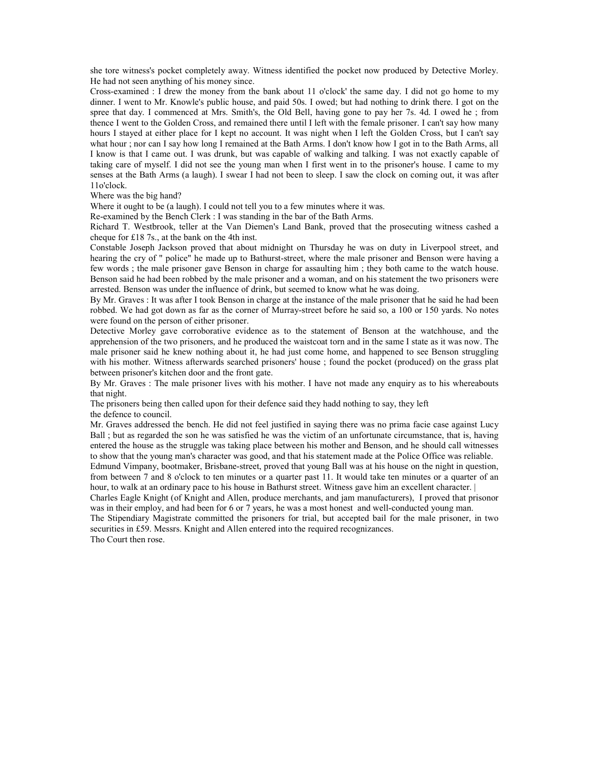she tore witness's pocket completely away. Witness identified the pocket now produced by Detective Morley. He had not seen anything of his money since.

Cross-examined : I drew the money from the bank about 11 o'clock' the same day. I did not go home to my dinner. I went to Mr. Knowle's public house, and paid 50s. I owed; but had nothing to drink there. I got on the spree that day. I commenced at Mrs. Smith's, the Old Bell, having gone to pay her 7s. 4d. I owed he ; from thence I went to the Golden Cross, and remained there until I left with the female prisoner. I can't say how many hours I stayed at either place for I kept no account. It was night when I left the Golden Cross, but I can't say what hour ; nor can I say how long I remained at the Bath Arms. I don't know how I got in to the Bath Arms, all I know is that I came out. I was drunk, but was capable of walking and talking. I was not exactly capable of taking care of myself. I did not see the young man when I first went in to the prisoner's house. I came to my senses at the Bath Arms (a laugh). I swear I had not been to sleep. I saw the clock on coming out, it was after 11o'clock.

Where was the big hand?

Where it ought to be (a laugh). I could not tell you to a few minutes where it was.

Re-examined by the Bench Clerk : I was standing in the bar of the Bath Arms.

Richard T. Westbrook, teller at the Van Diemen's Land Bank, proved that the prosecuting witness cashed a cheque for £18 7s., at the bank on the 4th inst.

Constable Joseph Jackson proved that about midnight on Thursday he was on duty in Liverpool street, and hearing the cry of " police" he made up to Bathurst-street, where the male prisoner and Benson were having a few words ; the male prisoner gave Benson in charge for assaulting him ; they both came to the watch house. Benson said he had been robbed by the male prisoner and a woman, and on his statement the two prisoners were arrested. Benson was under the influence of drink, but seemed to know what he was doing.

By Mr. Graves : It was after I took Benson in charge at the instance of the male prisoner that he said he had been robbed. We had got down as far as the corner of Murray-street before he said so, a 100 or 150 yards. No notes were found on the person of either prisoner.

Detective Morley gave corroborative evidence as to the statement of Benson at the watchhouse, and the apprehension of the two prisoners, and he produced the waistcoat torn and in the same I state as it was now. The male prisoner said he knew nothing about it, he had just come home, and happened to see Benson struggling with his mother. Witness afterwards searched prisoners' house ; found the pocket (produced) on the grass plat between prisoner's kitchen door and the front gate.

By Mr. Graves : The male prisoner lives with his mother. I have not made any enquiry as to his whereabouts that night.

The prisoners being then called upon for their defence said they hadd nothing to say, they left the defence to council.

Mr. Graves addressed the bench. He did not feel justified in saying there was no prima facie case against Lucy Ball ; but as regarded the son he was satisfied he was the victim of an unfortunate circumstance, that is, having entered the house as the struggle was taking place between his mother and Benson, and he should call witnesses to show that the young man's character was good, and that his statement made at the Police Office was reliable.

Edmund Vimpany, bootmaker, Brisbane-street, proved that young Ball was at his house on the night in question, from between 7 and 8 o'clock to ten minutes or a quarter past 11. It would take ten minutes or a quarter of an hour, to walk at an ordinary pace to his house in Bathurst street. Witness gave him an excellent character. |

Charles Eagle Knight (of Knight and Allen, produce merchants, and jam manufacturers), I proved that prisonor was in their employ, and had been for 6 or 7 years, he was a most honest and well-conducted young man.

The Stipendiary Magistrate committed the prisoners for trial, but accepted bail for the male prisoner, in two securities in £59. Messrs. Knight and Allen entered into the required recognizances.

Tho Court then rose.